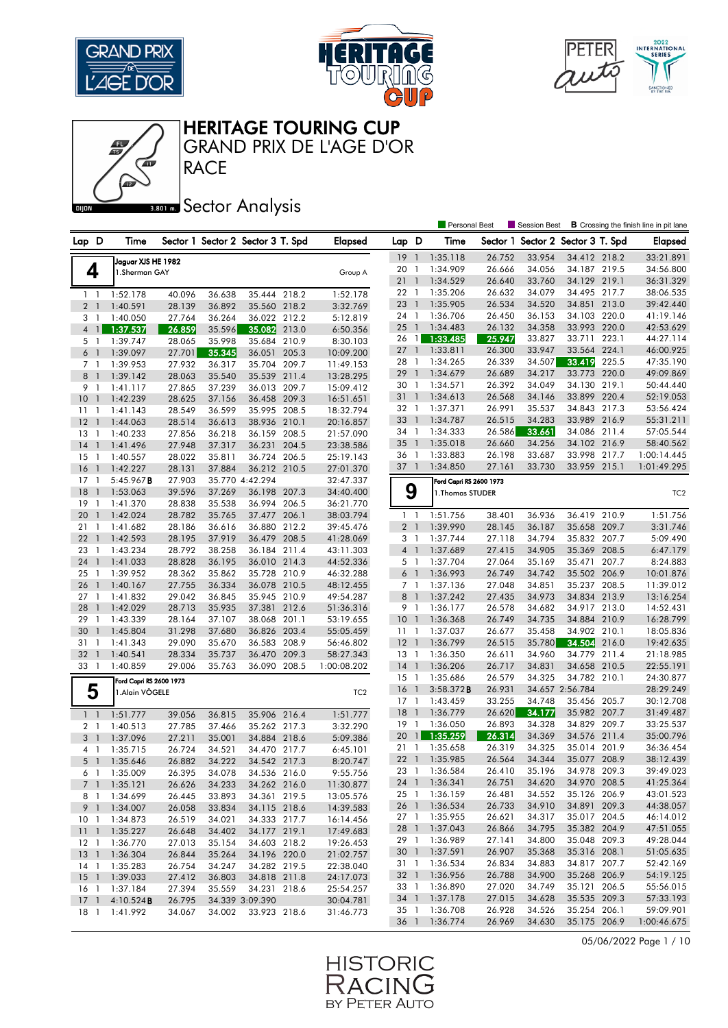# HERITAGE TOURING CUP

## GRAND PRIX DE L'AGE D'OR

## RACE

## Sector Analysis

Dijon 3.801 m.

Personal Best | Session Best | **B** Crossing the finish line in pit lane

### 4 — Jaguar XJS HE 1982 — 1.Sherman GAY — Group A

| Lap | D | Time | Sector 1 | Sector 2 | Sector 3 | T. Spd | Elapsed |
|---|---|---|---|---|---|---|---|
| 1 | 1 | 1:52.178 | 40.096 | 36.638 | 35.444 | 218.2 | 1:52.178 |
| 2 | 1 | 1:40.591 | 28.139 | 36.892 | 35.560 | 218.2 | 3:32.769 |
| 3 | 1 | 1:40.050 | 27.764 | 36.264 | 36.022 | 212.2 | 5:12.819 |
| 4 | 1 | 1:37.537 | 26.859 | 35.596 | 35.082 | 213.0 | 6:50.356 |
| 5 | 1 | 1:39.747 | 28.065 | 35.998 | 35.684 | 210.9 | 8:30.103 |
| 6 | 1 | 1:39.097 | 27.701 | 35.345 | 36.051 | 205.3 | 10:09.200 |
| 7 | 1 | 1:39.953 | 27.932 | 36.317 | 35.704 | 209.7 | 11:49.153 |
| 8 | 1 | 1:39.142 | 28.063 | 35.540 | 35.539 | 211.4 | 13:28.295 |
| 9 | 1 | 1:41.117 | 27.865 | 37.239 | 36.013 | 209.7 | 15:09.412 |
| 10 | 1 | 1:42.239 | 28.625 | 37.156 | 36.458 | 209.3 | 16:51.651 |
| 11 | 1 | 1:41.143 | 28.549 | 36.599 | 35.995 | 208.5 | 18:32.794 |
| 12 | 1 | 1:44.063 | 28.514 | 36.613 | 38.936 | 210.1 | 20:16.857 |
| 13 | 1 | 1:40.233 | 27.856 | 36.218 | 36.159 | 208.5 | 21:57.090 |
| 14 | 1 | 1:41.496 | 27.948 | 37.317 | 36.231 | 204.5 | 23:38.586 |
| 15 | 1 | 1:40.557 | 28.022 | 35.811 | 36.724 | 206.5 | 25:19.143 |
| 16 | 1 | 1:42.227 | 28.131 | 37.884 | 36.212 | 210.5 | 27:01.370 |
| 17 | 1 | 5:45.967 **B** | 27.903 | 35.770 | 4:42.294 | | 32:47.337 |
| 18 | 1 | 1:53.063 | 39.596 | 37.269 | 36.198 | 207.3 | 34:40.400 |
| 19 | 1 | 1:41.370 | 28.838 | 35.538 | 36.994 | 206.5 | 36:21.770 |
| 20 | 1 | 1:42.024 | 28.782 | 35.765 | 37.477 | 206.1 | 38:03.794 |
| 21 | 1 | 1:41.682 | 28.186 | 36.616 | 36.880 | 212.2 | 39:45.476 |
| 22 | 1 | 1:42.593 | 28.195 | 37.919 | 36.479 | 208.5 | 41:28.069 |
| 23 | 1 | 1:43.234 | 28.792 | 38.258 | 36.184 | 211.4 | 43:11.303 |
| 24 | 1 | 1:41.033 | 28.828 | 36.195 | 36.010 | 214.3 | 44:52.336 |
| 25 | 1 | 1:39.952 | 28.362 | 35.862 | 35.728 | 210.9 | 46:32.288 |
| 26 | 1 | 1:40.167 | 27.755 | 36.334 | 36.078 | 210.5 | 48:12.455 |
| 27 | 1 | 1:41.832 | 29.042 | 36.845 | 35.945 | 210.9 | 49:54.287 |
| 28 | 1 | 1:42.029 | 28.713 | 35.935 | 37.381 | 212.6 | 51:36.316 |
| 29 | 1 | 1:43.339 | 28.164 | 37.107 | 38.068 | 201.1 | 53:19.655 |
| 30 | 1 | 1:45.804 | 31.298 | 37.680 | 36.826 | 203.4 | 55:05.459 |
| 31 | 1 | 1:41.343 | 29.090 | 35.670 | 36.583 | 208.9 | 56:46.802 |
| 32 | 1 | 1:40.541 | 28.334 | 35.737 | 36.470 | 209.3 | 58:27.343 |
| 33 | 1 | 1:40.859 | 29.006 | 35.763 | 36.090 | 208.5 | 1:00:08.202 |

### 5 — Ford Capri RS 2600 1973 — 1.Alain VÖGELE — TC2

| Lap | D | Time | Sector 1 | Sector 2 | Sector 3 | T. Spd | Elapsed |
|---|---|---|---|---|---|---|---|
| 1 | 1 | 1:51.777 | 39.056 | 36.815 | 35.906 | 216.4 | 1:51.777 |
| 2 | 1 | 1:40.513 | 27.785 | 37.466 | 35.262 | 217.3 | 3:32.290 |
| 3 | 1 | 1:37.096 | 27.211 | 35.001 | 34.884 | 218.6 | 5:09.386 |
| 4 | 1 | 1:35.715 | 26.724 | 34.521 | 34.470 | 217.7 | 6:45.101 |
| 5 | 1 | 1:35.646 | 26.882 | 34.222 | 34.542 | 217.3 | 8:20.747 |
| 6 | 1 | 1:35.009 | 26.395 | 34.078 | 34.536 | 216.0 | 9:55.756 |
| 7 | 1 | 1:35.121 | 26.626 | 34.233 | 34.262 | 216.0 | 11:30.877 |
| 8 | 1 | 1:34.699 | 26.445 | 33.893 | 34.361 | 219.5 | 13:05.576 |
| 9 | 1 | 1:34.007 | 26.058 | 33.834 | 34.115 | 218.6 | 14:39.583 |
| 10 | 1 | 1:34.873 | 26.519 | 34.021 | 34.333 | 217.7 | 16:14.456 |
| 11 | 1 | 1:35.227 | 26.648 | 34.402 | 34.177 | 219.1 | 17:49.683 |
| 12 | 1 | 1:36.770 | 27.013 | 35.154 | 34.603 | 218.2 | 19:26.453 |
| 13 | 1 | 1:36.304 | 26.844 | 35.264 | 34.196 | 220.0 | 21:02.757 |
| 14 | 1 | 1:35.283 | 26.754 | 34.247 | 34.282 | 219.5 | 22:38.040 |
| 15 | 1 | 1:39.033 | 27.412 | 36.803 | 34.818 | 211.8 | 24:17.073 |
| 16 | 1 | 1:37.184 | 27.394 | 35.559 | 34.231 | 218.6 | 25:54.257 |
| 17 | 1 | 4:10.524 **B** | 26.795 | 34.339 | 3:09.390 | | 30:04.781 |
| 18 | 1 | 1:41.992 | 34.067 | 34.002 | 33.923 | 218.6 | 31:46.773 |
| 19 | 1 | 1:35.118 | 26.752 | 33.954 | 34.412 | 218.2 | 33:21.891 |
| 20 | 1 | 1:34.909 | 26.666 | 34.056 | 34.187 | 219.5 | 34:56.800 |
| 21 | 1 | 1:34.529 | 26.640 | 33.760 | 34.129 | 219.1 | 36:31.329 |
| 22 | 1 | 1:35.206 | 26.632 | 34.079 | 34.495 | 217.7 | 38:06.535 |
| 23 | 1 | 1:35.905 | 26.534 | 34.520 | 34.851 | 213.0 | 39:42.440 |
| 24 | 1 | 1:36.706 | 26.450 | 36.153 | 34.103 | 220.0 | 41:19.146 |
| 25 | 1 | 1:34.483 | 26.132 | 34.358 | 33.993 | 220.0 | 42:53.629 |
| 26 | 1 | 1:33.485 | 25.947 | 33.827 | 33.711 | 223.1 | 44:27.114 |
| 27 | 1 | 1:33.811 | 26.300 | 33.947 | 33.564 | 224.1 | 46:00.925 |
| 28 | 1 | 1:34.265 | 26.339 | 34.507 | 33.419 | 225.5 | 47:35.190 |
| 29 | 1 | 1:34.679 | 26.689 | 34.217 | 33.773 | 220.0 | 49:09.869 |
| 30 | 1 | 1:34.571 | 26.392 | 34.049 | 34.130 | 219.1 | 50:44.440 |
| 31 | 1 | 1:34.613 | 26.568 | 34.146 | 33.899 | 220.4 | 52:19.053 |
| 32 | 1 | 1:37.371 | 26.991 | 35.537 | 34.843 | 217.3 | 53:56.424 |
| 33 | 1 | 1:34.787 | 26.515 | 34.283 | 33.989 | 216.9 | 55:31.211 |
| 34 | 1 | 1:34.333 | 26.586 | 33.661 | 34.086 | 211.4 | 57:05.544 |
| 35 | 1 | 1:35.018 | 26.660 | 34.256 | 34.102 | 216.9 | 58:40.562 |
| 36 | 1 | 1:33.883 | 26.198 | 33.687 | 33.998 | 217.7 | 1:00:14.445 |
| 37 | 1 | 1:34.850 | 27.161 | 33.730 | 33.959 | 215.1 | 1:01:49.295 |

### 9 — Ford Capri RS 2600 1973 — 1.Thomas STUDER — TC2

| Lap | D | Time | Sector 1 | Sector 2 | Sector 3 | T. Spd | Elapsed |
|---|---|---|---|---|---|---|---|
| 1 | 1 | 1:51.756 | 38.401 | 36.936 | 36.419 | 210.9 | 1:51.756 |
| 2 | 1 | 1:39.990 | 28.145 | 36.187 | 35.658 | 209.7 | 3:31.746 |
| 3 | 1 | 1:37.744 | 27.118 | 34.794 | 35.832 | 207.7 | 5:09.490 |
| 4 | 1 | 1:37.689 | 27.415 | 34.905 | 35.369 | 208.5 | 6:47.179 |
| 5 | 1 | 1:37.704 | 27.064 | 35.169 | 35.471 | 207.7 | 8:24.883 |
| 6 | 1 | 1:36.993 | 26.749 | 34.742 | 35.502 | 206.9 | 10:01.876 |
| 7 | 1 | 1:37.136 | 27.048 | 34.851 | 35.237 | 208.5 | 11:39.012 |
| 8 | 1 | 1:37.242 | 27.435 | 34.973 | 34.834 | 213.9 | 13:16.254 |
| 9 | 1 | 1:36.177 | 26.578 | 34.682 | 34.917 | 213.0 | 14:52.431 |
| 10 | 1 | 1:36.368 | 26.749 | 34.735 | 34.884 | 210.9 | 16:28.799 |
| 11 | 1 | 1:37.037 | 26.677 | 35.458 | 34.902 | 210.1 | 18:05.836 |
| 12 | 1 | 1:36.799 | 26.515 | 35.780 | 34.504 | 216.0 | 19:42.635 |
| 13 | 1 | 1:36.350 | 26.611 | 34.960 | 34.779 | 211.4 | 21:18.985 |
| 14 | 1 | 1:36.206 | 26.717 | 34.831 | 34.658 | 210.5 | 22:55.191 |
| 15 | 1 | 1:35.686 | 26.579 | 34.325 | 34.782 | 210.1 | 24:30.877 |
| 16 | 1 | 3:58.372 **B** | 26.931 | 34.657 | 2:56.784 | | 28:29.249 |
| 17 | 1 | 1:43.459 | 33.255 | 34.748 | 35.456 | 205.7 | 30:12.708 |
| 18 | 1 | 1:36.779 | 26.620 | 34.177 | 35.982 | 207.7 | 31:49.487 |
| 19 | 1 | 1:36.050 | 26.893 | 34.328 | 34.829 | 209.7 | 33:25.537 |
| 20 | 1 | 1:35.259 | 26.314 | 34.369 | 34.576 | 211.4 | 35:00.796 |
| 21 | 1 | 1:35.658 | 26.319 | 34.325 | 35.014 | 201.9 | 36:36.454 |
| 22 | 1 | 1:35.985 | 26.564 | 34.344 | 35.077 | 208.9 | 38:12.439 |
| 23 | 1 | 1:36.584 | 26.410 | 35.196 | 34.978 | 209.3 | 39:49.023 |
| 24 | 1 | 1:36.341 | 26.751 | 34.620 | 34.970 | 208.5 | 41:25.364 |
| 25 | 1 | 1:36.159 | 26.481 | 34.552 | 35.126 | 206.9 | 43:01.523 |
| 26 | 1 | 1:36.534 | 26.733 | 34.910 | 34.891 | 209.3 | 44:38.057 |
| 27 | 1 | 1:35.955 | 26.621 | 34.317 | 35.017 | 204.5 | 46:14.012 |
| 28 | 1 | 1:37.043 | 26.866 | 34.795 | 35.382 | 204.9 | 47:51.055 |
| 29 | 1 | 1:36.989 | 27.141 | 34.800 | 35.048 | 209.3 | 49:28.044 |
| 30 | 1 | 1:37.591 | 26.907 | 35.368 | 35.316 | 208.1 | 51:05.635 |
| 31 | 1 | 1:36.534 | 26.834 | 34.883 | 34.817 | 207.7 | 52:42.169 |
| 32 | 1 | 1:36.956 | 26.788 | 34.900 | 35.268 | 206.9 | 54:19.125 |
| 33 | 1 | 1:36.890 | 27.020 | 34.749 | 35.121 | 206.5 | 55:56.015 |
| 34 | 1 | 1:37.178 | 27.015 | 34.628 | 35.535 | 209.3 | 57:33.193 |
| 35 | 1 | 1:36.708 | 26.928 | 34.526 | 35.254 | 206.1 | 59:09.901 |
| 36 | 1 | 1:36.774 | 26.969 | 34.630 | 35.175 | 206.9 | 1:00:46.675 |

05/06/2022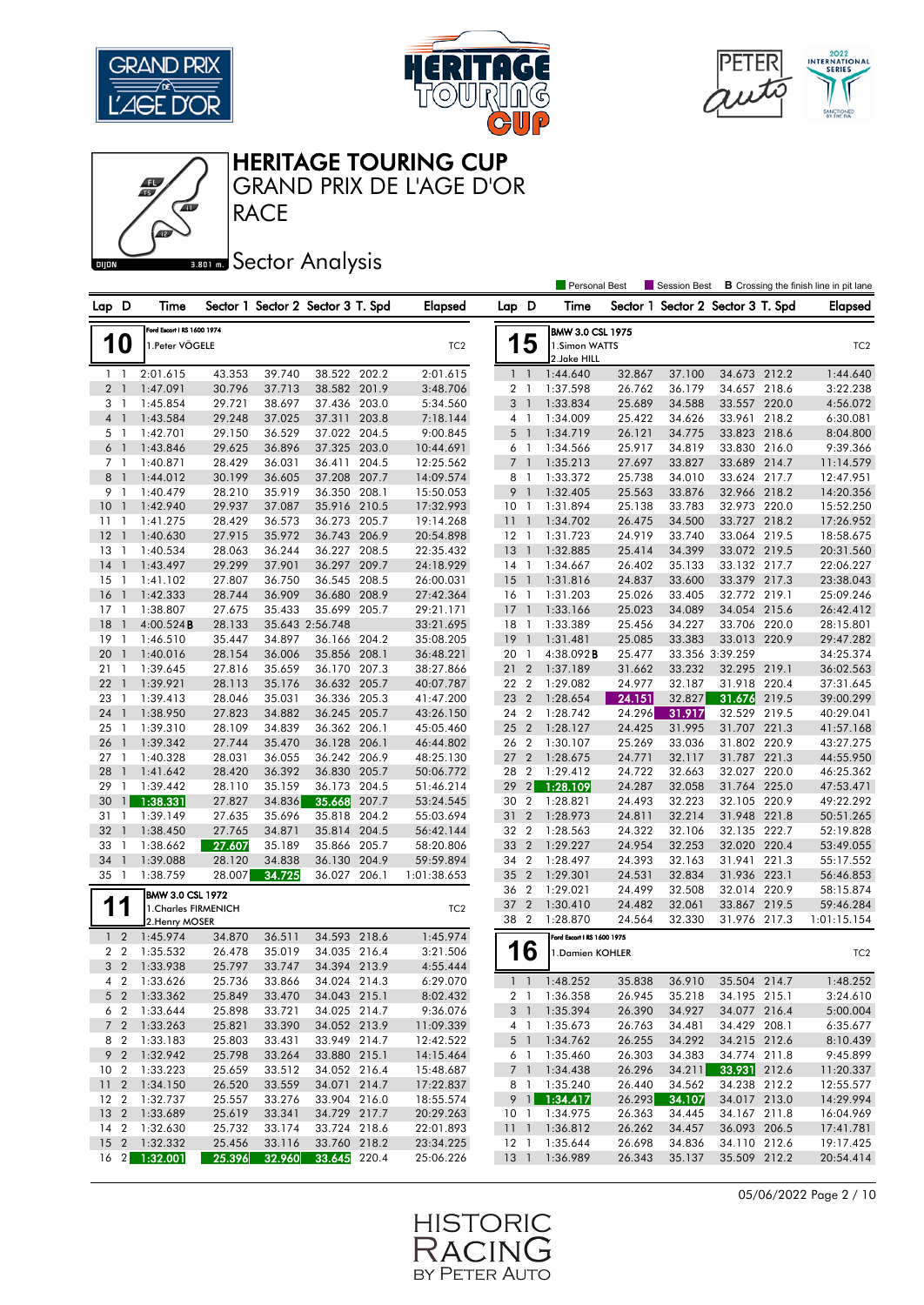# HERITAGE TOURING CUP

## GRAND PRIX DE L'AGE D'OR

## RACE

### Sector Analysis

Personal Best | Session Best | **B** Crossing the finish line in pit lane

**10** — Ford Escort I RS 1600 1974 — 1.Peter VÖGELE — TC2

| Lap | D | Time | Sector 1 | Sector 2 | Sector 3 | T. Spd | Elapsed |
|---|---|---|---|---|---|---|---|
| 1 | 1 | 2:01.615 | 43.353 | 39.740 | 38.522 | 202.2 | 2:01.615 |
| 2 | 1 | 1:47.091 | 30.796 | 37.713 | 38.582 | 201.9 | 3:48.706 |
| 3 | 1 | 1:45.854 | 29.721 | 38.697 | 37.436 | 203.0 | 5:34.560 |
| 4 | 1 | 1:43.584 | 29.248 | 37.025 | 37.311 | 203.8 | 7:18.144 |
| 5 | 1 | 1:42.701 | 29.150 | 36.529 | 37.022 | 204.5 | 9:00.845 |
| 6 | 1 | 1:43.846 | 29.625 | 36.896 | 37.325 | 203.0 | 10:44.691 |
| 7 | 1 | 1:40.871 | 28.429 | 36.031 | 36.411 | 204.5 | 12:25.562 |
| 8 | 1 | 1:44.012 | 30.199 | 36.605 | 37.208 | 207.7 | 14:09.574 |
| 9 | 1 | 1:40.479 | 28.210 | 35.919 | 36.350 | 208.1 | 15:50.053 |
| 10 | 1 | 1:42.940 | 29.937 | 37.087 | 35.916 | 210.5 | 17:32.993 |
| 11 | 1 | 1:41.275 | 28.429 | 36.573 | 36.273 | 205.7 | 19:14.268 |
| 12 | 1 | 1:40.630 | 27.915 | 35.972 | 36.743 | 206.9 | 20:54.898 |
| 13 | 1 | 1:40.534 | 28.063 | 36.244 | 36.227 | 208.5 | 22:35.432 |
| 14 | 1 | 1:43.497 | 29.299 | 37.901 | 36.297 | 209.7 | 24:18.929 |
| 15 | 1 | 1:41.102 | 27.807 | 36.750 | 36.545 | 208.5 | 26:00.031 |
| 16 | 1 | 1:42.333 | 28.744 | 36.909 | 36.680 | 208.9 | 27:42.364 |
| 17 | 1 | 1:38.807 | 27.675 | 35.433 | 35.699 | 205.7 | 29:21.171 |
| 18 | 1 | 4:00.524 **B** | 28.133 | 35.643 | 2:56.748 | | 33:21.695 |
| 19 | 1 | 1:46.510 | 35.447 | 34.897 | 36.166 | 204.2 | 35:08.205 |
| 20 | 1 | 1:40.016 | 28.154 | 36.006 | 35.856 | 208.1 | 36:48.221 |
| 21 | 1 | 1:39.645 | 27.816 | 35.659 | 36.170 | 207.3 | 38:27.866 |
| 22 | 1 | 1:39.921 | 28.113 | 35.176 | 36.632 | 205.7 | 40:07.787 |
| 23 | 1 | 1:39.413 | 28.046 | 35.031 | 36.336 | 205.3 | 41:47.200 |
| 24 | 1 | 1:38.950 | 27.823 | 34.882 | 36.245 | 205.7 | 43:26.150 |
| 25 | 1 | 1:39.310 | 28.109 | 34.839 | 36.362 | 206.1 | 45:05.460 |
| 26 | 1 | 1:39.342 | 27.744 | 35.470 | 36.128 | 206.1 | 46:44.802 |
| 27 | 1 | 1:40.328 | 28.031 | 36.055 | 36.242 | 206.9 | 48:25.130 |
| 28 | 1 | 1:41.642 | 28.420 | 36.392 | 36.830 | 205.7 | 50:06.772 |
| 29 | 1 | 1:39.442 | 28.110 | 35.159 | 36.173 | 204.5 | 51:46.214 |
| 30 | 1 | 1:38.331 | 27.827 | 34.836 | 35.668 | 207.7 | 53:24.545 |
| 31 | 1 | 1:39.149 | 27.635 | 35.696 | 35.818 | 204.2 | 55:03.694 |
| 32 | 1 | 1:38.450 | 27.765 | 34.871 | 35.814 | 204.5 | 56:42.144 |
| 33 | 1 | 1:38.662 | 27.607 | 35.189 | 35.866 | 205.7 | 58:20.806 |
| 34 | 1 | 1:39.088 | 28.120 | 34.838 | 36.130 | 204.9 | 59:59.894 |
| 35 | 1 | 1:38.759 | 28.007 | 34.725 | 36.027 | 206.1 | 1:01:38.653 |

**11** — BMW 3.0 CSL 1972 — 1.Charles FIRMENICH, 2.Henry MOSER — TC2

| Lap | D | Time | Sector 1 | Sector 2 | Sector 3 | T. Spd | Elapsed |
|---|---|---|---|---|---|---|---|
| 1 | 2 | 1:45.974 | 34.870 | 36.511 | 34.593 | 218.6 | 1:45.974 |
| 2 | 2 | 1:35.532 | 26.478 | 35.019 | 34.035 | 216.4 | 3:21.506 |
| 3 | 2 | 1:33.938 | 25.797 | 33.747 | 34.394 | 213.9 | 4:55.444 |
| 4 | 2 | 1:33.626 | 25.736 | 33.866 | 34.024 | 214.3 | 6:29.070 |
| 5 | 2 | 1:33.362 | 25.849 | 33.470 | 34.043 | 215.1 | 8:02.432 |
| 6 | 2 | 1:33.644 | 25.898 | 33.721 | 34.025 | 214.7 | 9:36.076 |
| 7 | 2 | 1:33.263 | 25.821 | 33.390 | 34.052 | 213.9 | 11:09.339 |
| 8 | 2 | 1:33.183 | 25.803 | 33.431 | 33.949 | 214.7 | 12:42.522 |
| 9 | 2 | 1:32.942 | 25.798 | 33.264 | 33.880 | 215.1 | 14:15.464 |
| 10 | 2 | 1:33.223 | 25.659 | 33.512 | 34.052 | 216.4 | 15:48.687 |
| 11 | 2 | 1:34.150 | 26.520 | 33.559 | 34.071 | 214.7 | 17:22.837 |
| 12 | 2 | 1:32.737 | 25.557 | 33.276 | 33.904 | 216.0 | 18:55.574 |
| 13 | 2 | 1:33.689 | 25.619 | 33.341 | 34.729 | 217.7 | 20:29.263 |
| 14 | 2 | 1:32.630 | 25.732 | 33.174 | 33.724 | 218.6 | 22:01.893 |
| 15 | 2 | 1:32.332 | 25.456 | 33.116 | 33.760 | 218.2 | 23:34.225 |
| 16 | 2 | 1:32.001 | 25.396 | 32.960 | 33.645 | 220.4 | 25:06.226 |

**15** — BMW 3.0 CSL 1975 — 1.Simon WATTS, 2.Jake HILL — TC2

| Lap | D | Time | Sector 1 | Sector 2 | Sector 3 | T. Spd | Elapsed |
|---|---|---|---|---|---|---|---|
| 1 | 1 | 1:44.640 | 32.867 | 37.100 | 34.673 | 212.2 | 1:44.640 |
| 2 | 1 | 1:37.598 | 26.762 | 36.179 | 34.657 | 218.6 | 3:22.238 |
| 3 | 1 | 1:33.834 | 25.689 | 34.588 | 33.557 | 220.0 | 4:56.072 |
| 4 | 1 | 1:34.009 | 25.422 | 34.626 | 33.961 | 218.2 | 6:30.081 |
| 5 | 1 | 1:34.719 | 26.121 | 34.775 | 33.823 | 218.6 | 8:04.800 |
| 6 | 1 | 1:34.566 | 25.917 | 34.819 | 33.830 | 216.0 | 9:39.366 |
| 7 | 1 | 1:35.213 | 27.697 | 33.827 | 33.689 | 214.7 | 11:14.579 |
| 8 | 1 | 1:33.372 | 25.738 | 34.010 | 33.624 | 217.7 | 12:47.951 |
| 9 | 1 | 1:32.405 | 25.563 | 33.876 | 32.966 | 218.2 | 14:20.356 |
| 10 | 1 | 1:31.894 | 25.138 | 33.783 | 32.973 | 220.0 | 15:52.250 |
| 11 | 1 | 1:34.702 | 26.475 | 34.500 | 33.727 | 218.2 | 17:26.952 |
| 12 | 1 | 1:31.723 | 24.919 | 33.740 | 33.064 | 219.5 | 18:58.675 |
| 13 | 1 | 1:32.885 | 25.414 | 34.399 | 33.072 | 219.5 | 20:31.560 |
| 14 | 1 | 1:34.667 | 26.402 | 35.133 | 33.132 | 217.7 | 22:06.227 |
| 15 | 1 | 1:31.816 | 24.837 | 33.600 | 33.379 | 217.3 | 23:38.043 |
| 16 | 1 | 1:31.203 | 25.026 | 33.405 | 32.772 | 219.1 | 25:09.246 |
| 17 | 1 | 1:33.166 | 25.023 | 34.089 | 34.054 | 215.6 | 26:42.412 |
| 18 | 1 | 1:33.389 | 25.456 | 34.227 | 33.706 | 220.0 | 28:15.801 |
| 19 | 1 | 1:31.481 | 25.085 | 33.383 | 33.013 | 220.9 | 29:47.282 |
| 20 | 1 | 4:38.092 **B** | 25.477 | 33.356 | 3:39.259 | | 34:25.374 |
| 21 | 2 | 1:37.189 | 31.662 | 33.232 | 32.295 | 219.1 | 36:02.563 |
| 22 | 2 | 1:29.082 | 24.977 | 32.187 | 31.918 | 220.4 | 37:31.645 |
| 23 | 2 | 1:28.654 | 24.151 | 32.827 | 31.676 | 219.5 | 39:00.299 |
| 24 | 2 | 1:28.742 | 24.296 | 31.917 | 32.529 | 219.5 | 40:29.041 |
| 25 | 2 | 1:28.127 | 24.425 | 31.995 | 31.707 | 221.3 | 41:57.168 |
| 26 | 2 | 1:30.107 | 25.269 | 33.036 | 31.802 | 220.9 | 43:27.275 |
| 27 | 2 | 1:28.675 | 24.771 | 32.117 | 31.787 | 221.3 | 44:55.950 |
| 28 | 2 | 1:29.412 | 24.722 | 32.663 | 32.027 | 220.0 | 46:25.362 |
| 29 | 2 | 1:28.109 | 24.287 | 32.058 | 31.764 | 225.0 | 47:53.471 |
| 30 | 2 | 1:28.821 | 24.493 | 32.223 | 32.105 | 220.9 | 49:22.292 |
| 31 | 2 | 1:28.973 | 24.811 | 32.214 | 31.948 | 221.8 | 50:51.265 |
| 32 | 2 | 1:28.563 | 24.322 | 32.106 | 32.135 | 222.7 | 52:19.828 |
| 33 | 2 | 1:29.227 | 24.954 | 32.253 | 32.020 | 220.4 | 53:49.055 |
| 34 | 2 | 1:28.497 | 24.393 | 32.163 | 31.941 | 221.3 | 55:17.552 |
| 35 | 2 | 1:29.301 | 24.531 | 32.834 | 31.936 | 223.1 | 56:46.853 |
| 36 | 2 | 1:29.021 | 24.499 | 32.508 | 32.014 | 220.9 | 58:15.874 |
| 37 | 2 | 1:30.410 | 24.482 | 32.061 | 33.867 | 219.5 | 59:46.284 |
| 38 | 2 | 1:28.870 | 24.564 | 32.330 | 31.976 | 217.3 | 1:01:15.154 |

**16** — Ford Escort I RS 1600 1975 — 1.Damien KOHLER — TC2

| Lap | D | Time | Sector 1 | Sector 2 | Sector 3 | T. Spd | Elapsed |
|---|---|---|---|---|---|---|---|
| 1 | 1 | 1:48.252 | 35.838 | 36.910 | 35.504 | 214.7 | 1:48.252 |
| 2 | 1 | 1:36.358 | 26.945 | 35.218 | 34.195 | 215.1 | 3:24.610 |
| 3 | 1 | 1:35.394 | 26.390 | 34.927 | 34.077 | 216.4 | 5:00.004 |
| 4 | 1 | 1:35.673 | 26.763 | 34.481 | 34.429 | 208.1 | 6:35.677 |
| 5 | 1 | 1:34.762 | 26.255 | 34.292 | 34.215 | 212.6 | 8:10.439 |
| 6 | 1 | 1:35.460 | 26.303 | 34.383 | 34.774 | 211.8 | 9:45.899 |
| 7 | 1 | 1:34.438 | 26.296 | 34.211 | 33.931 | 212.6 | 11:20.337 |
| 8 | 1 | 1:35.240 | 26.440 | 34.562 | 34.238 | 212.2 | 12:55.577 |
| 9 | 1 | 1:34.417 | 26.293 | 34.107 | 34.017 | 213.0 | 14:29.994 |
| 10 | 1 | 1:34.975 | 26.363 | 34.445 | 34.167 | 211.8 | 16:04.969 |
| 11 | 1 | 1:36.812 | 26.262 | 34.457 | 36.093 | 206.5 | 17:41.781 |
| 12 | 1 | 1:35.644 | 26.698 | 34.836 | 34.110 | 212.6 | 19:17.425 |
| 13 | 1 | 1:36.989 | 26.343 | 35.137 | 35.509 | 212.2 | 20:54.414 |

05/06/2022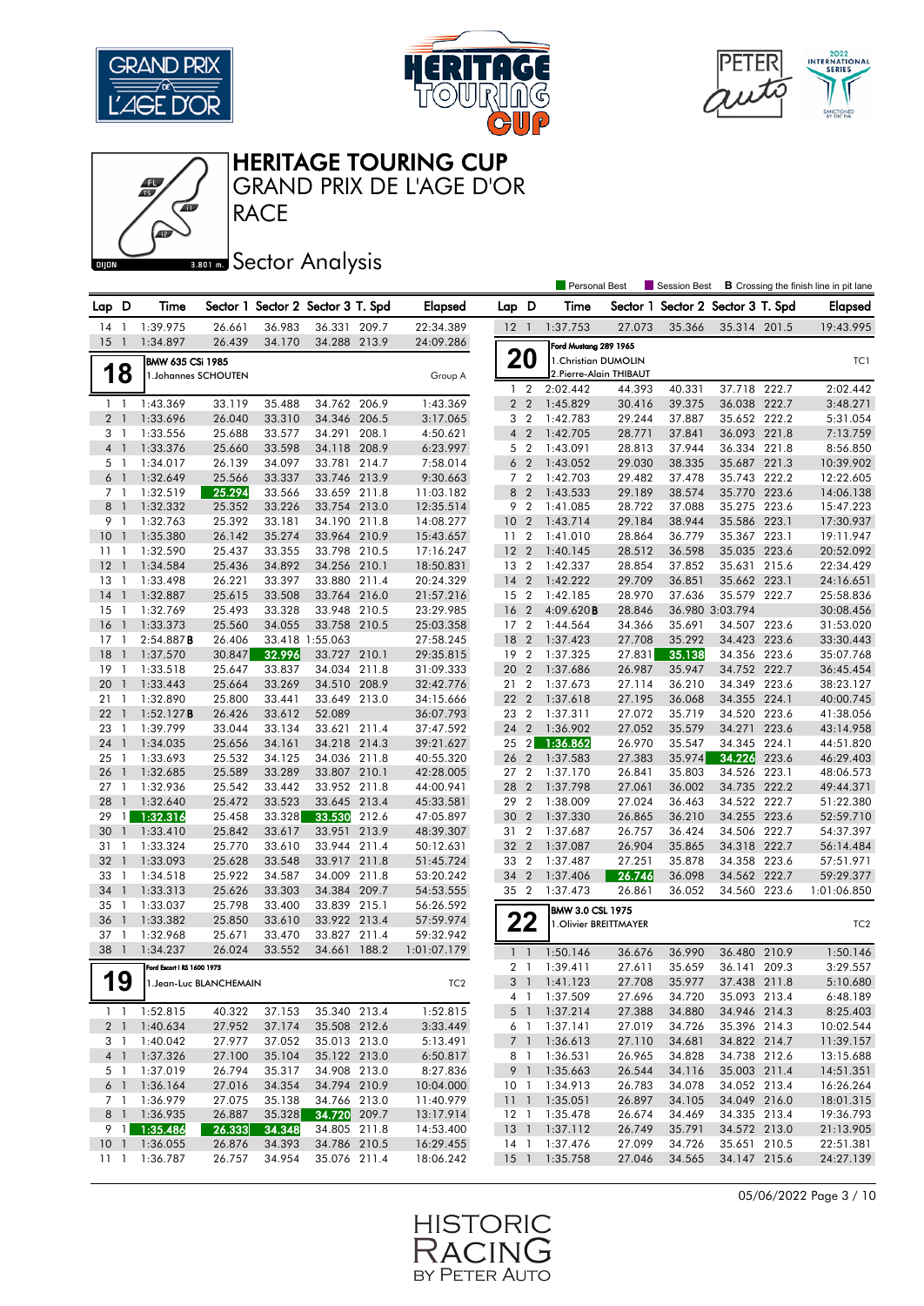# HERITAGE TOURING CUP

## GRAND PRIX DE L'AGE D'OR

## RACE

### Sector Analysis

Personal Best | Session Best | **B** Crossing the finish line in pit lane

| Lap | D | Time | Sector 1 | Sector 2 | Sector 3 | T. Spd | Elapsed |
|---|---|---|---|---|---|---|---|
| 14 | 1 | 1:39.975 | 26.661 | 36.983 | 36.331 | 209.7 | 22:34.389 |
| 15 | 1 | 1:34.897 | 26.439 | 34.170 | 34.288 | 213.9 | 24:09.286 |

**18** — BMW 635 CSi 1985 — 1.Johannes SCHOUTEN — Group A

| Lap | D | Time | Sector 1 | Sector 2 | Sector 3 | T. Spd | Elapsed |
|---|---|---|---|---|---|---|---|
| 1 | 1 | 1:43.369 | 33.119 | 35.488 | 34.762 | 206.9 | 1:43.369 |
| 2 | 1 | 1:33.696 | 26.040 | 33.310 | 34.346 | 206.5 | 3:17.065 |
| 3 | 1 | 1:33.556 | 25.688 | 33.577 | 34.291 | 208.1 | 4:50.621 |
| 4 | 1 | 1:33.376 | 25.660 | 33.598 | 34.118 | 208.9 | 6:23.997 |
| 5 | 1 | 1:34.017 | 26.139 | 34.097 | 33.781 | 214.7 | 7:58.014 |
| 6 | 1 | 1:32.649 | 25.566 | 33.337 | 33.746 | 213.9 | 9:30.663 |
| 7 | 1 | 1:32.519 | 25.294 | 33.566 | 33.659 | 211.8 | 11:03.182 |
| 8 | 1 | 1:32.332 | 25.352 | 33.226 | 33.754 | 213.0 | 12:35.514 |
| 9 | 1 | 1:32.763 | 25.392 | 33.181 | 34.190 | 211.8 | 14:08.277 |
| 10 | 1 | 1:35.380 | 26.142 | 35.274 | 33.964 | 210.9 | 15:43.657 |
| 11 | 1 | 1:32.590 | 25.437 | 33.355 | 33.798 | 210.5 | 17:16.247 |
| 12 | 1 | 1:34.584 | 25.436 | 34.892 | 34.256 | 210.1 | 18:50.831 |
| 13 | 1 | 1:33.498 | 26.221 | 33.397 | 33.880 | 211.4 | 20:24.329 |
| 14 | 1 | 1:32.887 | 25.615 | 33.508 | 33.764 | 216.0 | 21:57.216 |
| 15 | 1 | 1:32.769 | 25.493 | 33.328 | 33.948 | 210.5 | 23:29.985 |
| 16 | 1 | 1:33.373 | 25.560 | 34.055 | 33.758 | 210.5 | 25:03.358 |
| 17 | 1 | 2:54.887 **B** | 26.406 | 33.418 | 1:55.063 | | 27:58.245 |
| 18 | 1 | 1:37.570 | 30.847 | 32.996 | 33.727 | 210.1 | 29:35.815 |
| 19 | 1 | 1:33.518 | 25.647 | 33.837 | 34.034 | 211.8 | 31:09.333 |
| 20 | 1 | 1:33.443 | 25.664 | 33.269 | 34.510 | 208.9 | 32:42.776 |
| 21 | 1 | 1:32.890 | 25.800 | 33.441 | 33.649 | 213.0 | 34:15.666 |
| 22 | 1 | 1:52.127 **B** | 26.426 | 33.612 | 52.089 | | 36:07.793 |
| 23 | 1 | 1:39.799 | 33.044 | 33.134 | 33.621 | 211.4 | 37:47.592 |
| 24 | 1 | 1:34.035 | 25.656 | 34.161 | 34.218 | 214.3 | 39:21.627 |
| 25 | 1 | 1:33.693 | 25.532 | 34.125 | 34.036 | 211.8 | 40:55.320 |
| 26 | 1 | 1:32.685 | 25.589 | 33.289 | 33.807 | 210.1 | 42:28.005 |
| 27 | 1 | 1:32.936 | 25.542 | 33.442 | 33.952 | 211.8 | 44:00.941 |
| 28 | 1 | 1:32.640 | 25.472 | 33.523 | 33.645 | 213.4 | 45:33.581 |
| 29 | 1 | 1:32.316 | 25.458 | 33.328 | 33.530 | 212.6 | 47:05.897 |
| 30 | 1 | 1:33.410 | 25.842 | 33.617 | 33.951 | 213.9 | 48:39.307 |
| 31 | 1 | 1:33.324 | 25.770 | 33.610 | 33.944 | 211.4 | 50:12.631 |
| 32 | 1 | 1:33.093 | 25.628 | 33.548 | 33.917 | 211.8 | 51:45.724 |
| 33 | 1 | 1:34.518 | 25.922 | 34.587 | 34.009 | 211.8 | 53:20.242 |
| 34 | 1 | 1:33.313 | 25.626 | 33.303 | 34.384 | 209.7 | 54:53.555 |
| 35 | 1 | 1:33.037 | 25.798 | 33.400 | 33.839 | 215.1 | 56:26.592 |
| 36 | 1 | 1:33.382 | 25.850 | 33.610 | 33.922 | 213.4 | 57:59.974 |
| 37 | 1 | 1:32.968 | 25.671 | 33.470 | 33.827 | 211.4 | 59:32.942 |
| 38 | 1 | 1:34.237 | 26.024 | 33.552 | 34.661 | 188.2 | 1:01:07.179 |

**19** — Ford Escort I RS 1600 1975 — 1.Jean-Luc BLANCHEMAIN — TC2

| Lap | D | Time | Sector 1 | Sector 2 | Sector 3 | T. Spd | Elapsed |
|---|---|---|---|---|---|---|---|
| 1 | 1 | 1:52.815 | 40.322 | 37.153 | 35.340 | 213.4 | 1:52.815 |
| 2 | 1 | 1:40.634 | 27.952 | 37.174 | 35.508 | 212.6 | 3:33.449 |
| 3 | 1 | 1:40.042 | 27.977 | 37.052 | 35.013 | 213.0 | 5:13.491 |
| 4 | 1 | 1:37.326 | 27.100 | 35.104 | 35.122 | 213.0 | 6:50.817 |
| 5 | 1 | 1:37.019 | 26.794 | 35.317 | 34.908 | 213.0 | 8:27.836 |
| 6 | 1 | 1:36.164 | 27.016 | 34.354 | 34.794 | 210.9 | 10:04.000 |
| 7 | 1 | 1:36.979 | 27.075 | 35.138 | 34.766 | 213.0 | 11:40.979 |
| 8 | 1 | 1:36.935 | 26.887 | 35.328 | 34.720 | 209.7 | 13:17.914 |
| 9 | 1 | 1:35.486 | 26.333 | 34.348 | 34.805 | 211.8 | 14:53.400 |
| 10 | 1 | 1:36.055 | 26.876 | 34.393 | 34.786 | 210.5 | 16:29.455 |
| 11 | 1 | 1:36.787 | 26.757 | 34.954 | 35.076 | 211.4 | 18:06.242 |

| Lap | D | Time | Sector 1 | Sector 2 | Sector 3 | T. Spd | Elapsed |
|---|---|---|---|---|---|---|---|
| 12 | 1 | 1:37.753 | 27.073 | 35.366 | 35.314 | 201.5 | 19:43.995 |

**20** — Ford Mustang 289 1965 — 1.Christian DUMOLIN / 2.Pierre-Alain THIBAUT — TC1

| Lap | D | Time | Sector 1 | Sector 2 | Sector 3 | T. Spd | Elapsed |
|---|---|---|---|---|---|---|---|
| 1 | 2 | 2:02.442 | 44.393 | 40.331 | 37.718 | 222.7 | 2:02.442 |
| 2 | 2 | 1:45.829 | 30.416 | 39.375 | 36.038 | 222.7 | 3:48.271 |
| 3 | 2 | 1:42.783 | 29.244 | 37.887 | 35.652 | 222.2 | 5:31.054 |
| 4 | 2 | 1:42.705 | 28.771 | 37.841 | 36.093 | 221.8 | 7:13.759 |
| 5 | 2 | 1:43.091 | 28.813 | 37.944 | 36.334 | 221.8 | 8:56.850 |
| 6 | 2 | 1:43.052 | 29.030 | 38.335 | 35.687 | 221.3 | 10:39.902 |
| 7 | 2 | 1:42.703 | 29.482 | 37.478 | 35.743 | 222.2 | 12:22.605 |
| 8 | 2 | 1:43.533 | 29.189 | 38.574 | 35.770 | 223.6 | 14:06.138 |
| 9 | 2 | 1:41.085 | 28.722 | 37.088 | 35.275 | 223.6 | 15:47.223 |
| 10 | 2 | 1:43.714 | 29.184 | 38.944 | 35.586 | 223.1 | 17:30.937 |
| 11 | 2 | 1:41.010 | 28.864 | 36.779 | 35.367 | 223.1 | 19:11.947 |
| 12 | 2 | 1:40.145 | 28.512 | 36.598 | 35.035 | 223.6 | 20:52.092 |
| 13 | 2 | 1:42.337 | 28.854 | 37.852 | 35.631 | 215.6 | 22:34.429 |
| 14 | 2 | 1:42.222 | 29.709 | 36.851 | 35.662 | 223.1 | 24:16.651 |
| 15 | 2 | 1:42.185 | 28.970 | 37.636 | 35.579 | 222.7 | 25:58.836 |
| 16 | 2 | 4:09.620 **B** | 28.846 | 36.980 | 3:03.794 | | 30:08.456 |
| 17 | 2 | 1:44.564 | 34.366 | 35.691 | 34.507 | 223.6 | 31:53.020 |
| 18 | 2 | 1:37.423 | 27.708 | 35.292 | 34.423 | 223.6 | 33:30.443 |
| 19 | 2 | 1:37.325 | 27.831 | 35.138 | 34.356 | 223.6 | 35:07.768 |
| 20 | 2 | 1:37.686 | 26.987 | 35.947 | 34.752 | 222.7 | 36:45.454 |
| 21 | 2 | 1:37.673 | 27.114 | 36.210 | 34.349 | 223.6 | 38:23.127 |
| 22 | 2 | 1:37.618 | 27.195 | 36.068 | 34.355 | 224.1 | 40:00.745 |
| 23 | 2 | 1:37.311 | 27.072 | 35.719 | 34.520 | 223.6 | 41:38.056 |
| 24 | 2 | 1:36.902 | 27.052 | 35.579 | 34.271 | 223.6 | 43:14.958 |
| 25 | 2 | 1:36.862 | 26.970 | 35.547 | 34.345 | 224.1 | 44:51.820 |
| 26 | 2 | 1:37.583 | 27.383 | 35.974 | 34.226 | 223.6 | 46:29.403 |
| 27 | 2 | 1:37.170 | 26.841 | 35.803 | 34.526 | 223.1 | 48:06.573 |
| 28 | 2 | 1:37.798 | 27.061 | 36.002 | 34.735 | 222.2 | 49:44.371 |
| 29 | 2 | 1:38.009 | 27.024 | 36.463 | 34.522 | 222.7 | 51:22.380 |
| 30 | 2 | 1:37.330 | 26.865 | 36.210 | 34.255 | 223.6 | 52:59.710 |
| 31 | 2 | 1:37.687 | 26.757 | 36.424 | 34.506 | 222.7 | 54:37.397 |
| 32 | 2 | 1:37.087 | 26.904 | 35.865 | 34.318 | 222.7 | 56:14.484 |
| 33 | 2 | 1:37.487 | 27.251 | 35.878 | 34.358 | 223.6 | 57:51.971 |
| 34 | 2 | 1:37.406 | 26.746 | 36.098 | 34.562 | 222.7 | 59:29.377 |
| 35 | 2 | 1:37.473 | 26.861 | 36.052 | 34.560 | 223.6 | 1:01:06.850 |

**22** — BMW 3.0 CSL 1975 — 1.Olivier BREITTMAYER — TC2

| Lap | D | Time | Sector 1 | Sector 2 | Sector 3 | T. Spd | Elapsed |
|---|---|---|---|---|---|---|---|
| 1 | 1 | 1:50.146 | 36.676 | 36.990 | 36.480 | 210.9 | 1:50.146 |
| 2 | 1 | 1:39.411 | 27.611 | 35.659 | 36.141 | 209.3 | 3:29.557 |
| 3 | 1 | 1:41.123 | 27.708 | 35.977 | 37.438 | 211.8 | 5:10.680 |
| 4 | 1 | 1:37.509 | 27.696 | 34.720 | 35.093 | 213.4 | 6:48.189 |
| 5 | 1 | 1:37.214 | 27.388 | 34.880 | 34.946 | 214.3 | 8:25.403 |
| 6 | 1 | 1:37.141 | 27.019 | 34.726 | 35.396 | 214.3 | 10:02.544 |
| 7 | 1 | 1:36.613 | 27.110 | 34.681 | 34.822 | 214.7 | 11:39.157 |
| 8 | 1 | 1:36.531 | 26.965 | 34.828 | 34.738 | 212.6 | 13:15.688 |
| 9 | 1 | 1:35.663 | 26.544 | 34.116 | 35.003 | 211.4 | 14:51.351 |
| 10 | 1 | 1:34.913 | 26.783 | 34.078 | 34.052 | 213.4 | 16:26.264 |
| 11 | 1 | 1:35.051 | 26.897 | 34.105 | 34.049 | 216.0 | 18:01.315 |
| 12 | 1 | 1:35.478 | 26.674 | 34.469 | 34.335 | 213.4 | 19:36.793 |
| 13 | 1 | 1:37.112 | 26.749 | 35.791 | 34.572 | 213.0 | 21:13.905 |
| 14 | 1 | 1:37.476 | 27.099 | 34.726 | 35.651 | 210.5 | 22:51.381 |
| 15 | 1 | 1:35.758 | 27.046 | 34.565 | 34.147 | 215.6 | 24:27.139 |

05/06/2022 Page 3 / 10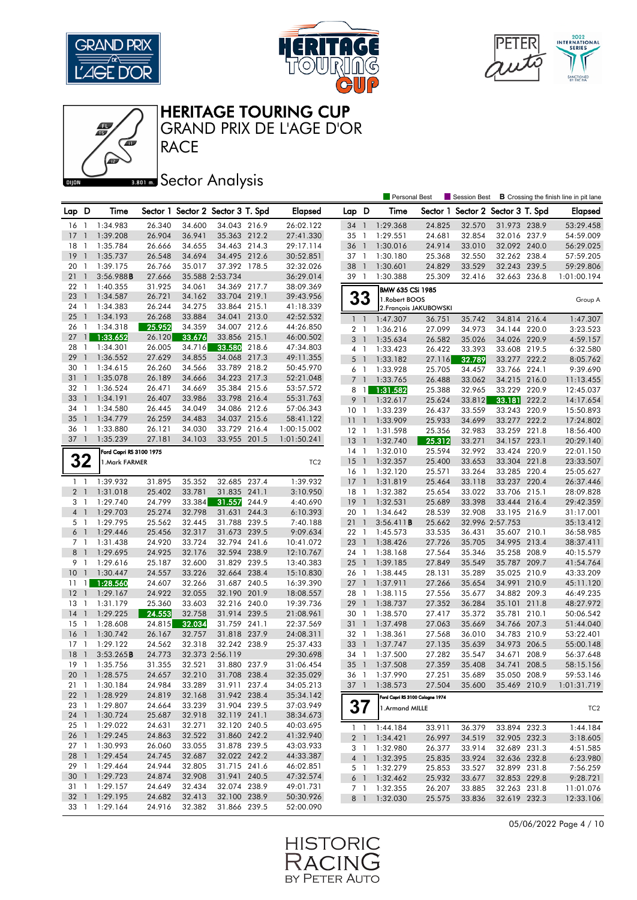# HERITAGE TOURING CUP

## GRAND PRIX DE L'AGE D'OR

RACE

## Sector Analysis

Personal Best | Session Best | **B** Crossing the finish line in pit lane

| Lap | D | Time | Sector 1 | Sector 2 | Sector 3 | T. Spd | Elapsed |
|---|---|---|---|---|---|---|---|
| 16 | 1 | 1:34.983 | 26.340 | 34.600 | 34.043 | 216.9 | 26:02.122 |
| 17 | 1 | 1:39.208 | 26.904 | 36.941 | 35.363 | 212.2 | 27:41.330 |
| 18 | 1 | 1:35.784 | 26.666 | 34.655 | 34.463 | 214.3 | 29:17.114 |
| 19 | 1 | 1:35.737 | 26.548 | 34.694 | 34.495 | 212.6 | 30:52.851 |
| 20 | 1 | 1:39.175 | 26.766 | 35.017 | 37.392 | 178.5 | 32:32.026 |
| 21 | 1 | 3:56.988 **B** | 27.666 | 35.588 | 2:53.734 | | 36:29.014 |
| 22 | 1 | 1:40.355 | 31.925 | 34.061 | 34.369 | 217.7 | 38:09.369 |
| 23 | 1 | 1:34.587 | 26.721 | 34.162 | 33.704 | 219.1 | 39:43.956 |
| 24 | 1 | 1:34.383 | 26.244 | 34.275 | 33.864 | 215.1 | 41:18.339 |
| 25 | 1 | 1:34.193 | 26.268 | 33.884 | 34.041 | 213.0 | 42:52.532 |
| 26 | 1 | 1:34.318 | 25.952 | 34.359 | 34.007 | 212.6 | 44:26.850 |
| 27 | 1 | 1:33.652 | 26.120 | 33.676 | 33.856 | 215.1 | 46:00.502 |
| 28 | 1 | 1:34.301 | 26.005 | 34.716 | 33.580 | 218.6 | 47:34.803 |
| 29 | 1 | 1:36.552 | 27.629 | 34.855 | 34.068 | 217.3 | 49:11.355 |
| 30 | 1 | 1:34.615 | 26.260 | 34.566 | 33.789 | 218.2 | 50:45.970 |
| 31 | 1 | 1:35.078 | 26.189 | 34.666 | 34.223 | 217.3 | 52:21.048 |
| 32 | 1 | 1:36.524 | 26.471 | 34.669 | 35.384 | 215.6 | 53:57.572 |
| 33 | 1 | 1:34.191 | 26.407 | 33.986 | 33.798 | 216.4 | 55:31.763 |
| 34 | 1 | 1:34.580 | 26.445 | 34.049 | 34.086 | 212.6 | 57:06.343 |
| 35 | 1 | 1:34.779 | 26.259 | 34.483 | 34.037 | 215.6 | 58:41.122 |
| 36 | 1 | 1:33.880 | 26.121 | 34.030 | 33.729 | 216.4 | 1:00:15.002 |
| 37 | 1 | 1:35.239 | 27.181 | 34.103 | 33.955 | 201.5 | 1:01:50.241 |

### 32 — Ford Capri RS 3100 1975 — 1.Mark FARMER — TC2

| Lap | D | Time | Sector 1 | Sector 2 | Sector 3 | T. Spd | Elapsed |
|---|---|---|---|---|---|---|---|
| 1 | 1 | 1:39.932 | 31.895 | 35.352 | 32.685 | 237.4 | 1:39.932 |
| 2 | 1 | 1:31.018 | 25.402 | 33.781 | 31.835 | 241.1 | 3:10.950 |
| 3 | 1 | 1:29.740 | 24.799 | 33.384 | 31.557 | 244.9 | 4:40.690 |
| 4 | 1 | 1:29.703 | 25.274 | 32.798 | 31.631 | 244.3 | 6:10.393 |
| 5 | 1 | 1:29.795 | 25.562 | 32.445 | 31.788 | 239.5 | 7:40.188 |
| 6 | 1 | 1:29.446 | 25.456 | 32.317 | 31.673 | 239.5 | 9:09.634 |
| 7 | 1 | 1:31.438 | 24.920 | 33.724 | 32.794 | 241.6 | 10:41.072 |
| 8 | 1 | 1:29.695 | 24.925 | 32.176 | 32.594 | 238.9 | 12:10.767 |
| 9 | 1 | 1:29.616 | 25.187 | 32.600 | 31.829 | 239.5 | 13:40.383 |
| 10 | 1 | 1:30.447 | 24.557 | 33.226 | 32.664 | 238.4 | 15:10.830 |
| 11 | 1 | 1:28.560 | 24.607 | 32.266 | 31.687 | 240.5 | 16:39.390 |
| 12 | 1 | 1:29.167 | 24.922 | 32.055 | 32.190 | 201.9 | 18:08.557 |
| 13 | 1 | 1:31.179 | 25.360 | 33.603 | 32.216 | 240.0 | 19:39.736 |
| 14 | 1 | 1:29.225 | 24.553 | 32.758 | 31.914 | 239.5 | 21:08.961 |
| 15 | 1 | 1:28.608 | 24.815 | 32.034 | 31.759 | 241.1 | 22:37.569 |
| 16 | 1 | 1:30.742 | 26.167 | 32.757 | 31.818 | 237.9 | 24:08.311 |
| 17 | 1 | 1:29.122 | 24.562 | 32.318 | 32.242 | 238.9 | 25:37.433 |
| 18 | 1 | 3:53.265 **B** | 24.773 | 32.373 | 2:56.119 | | 29:30.698 |
| 19 | 1 | 1:35.756 | 31.355 | 32.521 | 31.880 | 237.9 | 31:06.454 |
| 20 | 1 | 1:28.575 | 24.657 | 32.210 | 31.708 | 238.4 | 32:35.029 |
| 21 | 1 | 1:30.184 | 24.984 | 33.289 | 31.911 | 237.4 | 34:05.213 |
| 22 | 1 | 1:28.929 | 24.819 | 32.168 | 31.942 | 238.4 | 35:34.142 |
| 23 | 1 | 1:29.807 | 24.664 | 33.239 | 31.904 | 239.5 | 37:03.949 |
| 24 | 1 | 1:30.724 | 25.687 | 32.918 | 32.119 | 241.1 | 38:34.673 |
| 25 | 1 | 1:29.022 | 24.631 | 32.271 | 32.120 | 240.5 | 40:03.695 |
| 26 | 1 | 1:29.245 | 24.863 | 32.522 | 31.860 | 242.2 | 41:32.940 |
| 27 | 1 | 1:30.993 | 26.060 | 33.055 | 31.878 | 239.5 | 43:03.933 |
| 28 | 1 | 1:29.454 | 24.745 | 32.687 | 32.022 | 242.2 | 44:33.387 |
| 29 | 1 | 1:29.464 | 24.944 | 32.805 | 31.715 | 241.6 | 46:02.851 |
| 30 | 1 | 1:29.723 | 24.874 | 32.908 | 31.941 | 240.5 | 47:32.574 |
| 31 | 1 | 1:29.157 | 24.649 | 32.434 | 32.074 | 238.9 | 49:01.731 |
| 32 | 1 | 1:29.195 | 24.682 | 32.413 | 32.100 | 238.9 | 50:30.926 |
| 33 | 1 | 1:29.164 | 24.916 | 32.382 | 31.866 | 239.5 | 52:00.090 |
| 34 | 1 | 1:29.368 | 24.825 | 32.570 | 31.973 | 238.9 | 53:29.458 |
| 35 | 1 | 1:29.551 | 24.681 | 32.854 | 32.016 | 237.9 | 54:59.009 |
| 36 | 1 | 1:30.016 | 24.914 | 33.010 | 32.092 | 240.0 | 56:29.025 |
| 37 | 1 | 1:30.180 | 25.368 | 32.550 | 32.262 | 238.4 | 57:59.205 |
| 38 | 1 | 1:30.601 | 24.829 | 33.529 | 32.243 | 239.5 | 59:29.806 |
| 39 | 1 | 1:30.388 | 25.309 | 32.416 | 32.663 | 236.8 | 1:01:00.194 |

### 33 — BMW 635 CSi 1985 — 1.Robert BOOS / 2.François JAKUBOWSKI — Group A

| Lap | D | Time | Sector 1 | Sector 2 | Sector 3 | T. Spd | Elapsed |
|---|---|---|---|---|---|---|---|
| 1 | 1 | 1:47.307 | 36.751 | 35.742 | 34.814 | 216.4 | 1:47.307 |
| 2 | 1 | 1:36.216 | 27.099 | 34.973 | 34.144 | 220.0 | 3:23.523 |
| 3 | 1 | 1:35.634 | 26.582 | 35.026 | 34.026 | 220.9 | 4:59.157 |
| 4 | 1 | 1:33.423 | 26.422 | 33.393 | 33.608 | 219.5 | 6:32.580 |
| 5 | 1 | 1:33.182 | 27.116 | 32.789 | 33.277 | 222.2 | 8:05.762 |
| 6 | 1 | 1:33.928 | 25.705 | 34.457 | 33.766 | 224.1 | 9:39.690 |
| 7 | 1 | 1:33.765 | 26.488 | 33.062 | 34.215 | 216.0 | 11:13.455 |
| 8 | 1 | 1:31.582 | 25.388 | 32.965 | 33.229 | 220.9 | 12:45.037 |
| 9 | 1 | 1:32.617 | 25.624 | 33.812 | 33.181 | 222.2 | 14:17.654 |
| 10 | 1 | 1:33.239 | 26.437 | 33.559 | 33.243 | 220.9 | 15:50.893 |
| 11 | 1 | 1:33.909 | 25.933 | 34.699 | 33.277 | 222.2 | 17:24.802 |
| 12 | 1 | 1:31.598 | 25.356 | 32.983 | 33.259 | 221.8 | 18:56.400 |
| 13 | 1 | 1:32.740 | 25.312 | 33.271 | 34.157 | 223.1 | 20:29.140 |
| 14 | 1 | 1:32.010 | 25.594 | 32.992 | 33.424 | 220.9 | 22:01.150 |
| 15 | 1 | 1:32.357 | 25.400 | 33.653 | 33.304 | 221.8 | 23:33.507 |
| 16 | 1 | 1:32.120 | 25.571 | 33.264 | 33.285 | 220.4 | 25:05.627 |
| 17 | 1 | 1:31.819 | 25.464 | 33.118 | 33.237 | 220.4 | 26:37.446 |
| 18 | 1 | 1:32.382 | 25.654 | 33.022 | 33.706 | 215.1 | 28:09.828 |
| 19 | 1 | 1:32.531 | 25.689 | 33.398 | 33.444 | 216.4 | 29:42.359 |
| 20 | 1 | 1:34.642 | 28.539 | 32.908 | 33.195 | 216.9 | 31:17.001 |
| 21 | 1 | 3:56.411 **B** | 25.662 | 32.996 | 2:57.753 | | 35:13.412 |
| 22 | 1 | 1:45.573 | 33.535 | 36.431 | 35.607 | 210.1 | 36:58.985 |
| 23 | 1 | 1:38.426 | 27.726 | 35.705 | 34.995 | 213.4 | 38:37.411 |
| 24 | 1 | 1:38.168 | 27.564 | 35.346 | 35.258 | 208.9 | 40:15.579 |
| 25 | 1 | 1:39.185 | 27.849 | 35.549 | 35.787 | 209.7 | 41:54.764 |
| 26 | 1 | 1:38.445 | 28.131 | 35.289 | 35.025 | 210.9 | 43:33.209 |
| 27 | 1 | 1:37.911 | 27.266 | 35.654 | 34.991 | 210.9 | 45:11.120 |
| 28 | 1 | 1:38.115 | 27.556 | 35.677 | 34.882 | 209.3 | 46:49.235 |
| 29 | 1 | 1:38.737 | 27.352 | 36.284 | 35.101 | 211.8 | 48:27.972 |
| 30 | 1 | 1:38.570 | 27.417 | 35.372 | 35.781 | 210.1 | 50:06.542 |
| 31 | 1 | 1:37.498 | 27.063 | 35.669 | 34.766 | 207.3 | 51:44.040 |
| 32 | 1 | 1:38.361 | 27.568 | 36.010 | 34.783 | 210.9 | 53:22.401 |
| 33 | 1 | 1:37.747 | 27.135 | 35.639 | 34.973 | 206.5 | 55:00.148 |
| 34 | 1 | 1:37.500 | 27.282 | 35.547 | 34.671 | 208.9 | 56:37.648 |
| 35 | 1 | 1:37.508 | 27.359 | 35.408 | 34.741 | 208.5 | 58:15.156 |
| 36 | 1 | 1:37.990 | 27.251 | 35.689 | 35.050 | 208.9 | 59:53.146 |
| 37 | 1 | 1:38.573 | 27.504 | 35.600 | 35.469 | 210.9 | 1:01:31.719 |

### 37 — Ford Capri RS 3100 Cologne 1974 — 1.Armand MILLE — TC2

| Lap | D | Time | Sector 1 | Sector 2 | Sector 3 | T. Spd | Elapsed |
|---|---|---|---|---|---|---|---|
| 1 | 1 | 1:44.184 | 33.911 | 36.379 | 33.894 | 232.3 | 1:44.184 |
| 2 | 1 | 1:34.421 | 26.997 | 34.519 | 32.905 | 232.3 | 3:18.605 |
| 3 | 1 | 1:32.980 | 26.377 | 33.914 | 32.689 | 231.3 | 4:51.585 |
| 4 | 1 | 1:32.395 | 25.835 | 33.924 | 32.636 | 232.8 | 6:23.980 |
| 5 | 1 | 1:32.279 | 25.853 | 33.527 | 32.899 | 231.8 | 7:56.259 |
| 6 | 1 | 1:32.462 | 25.932 | 33.677 | 32.853 | 229.8 | 9:28.721 |
| 7 | 1 | 1:32.355 | 26.207 | 33.885 | 32.263 | 231.8 | 11:01.076 |
| 8 | 1 | 1:32.030 | 25.575 | 33.836 | 32.619 | 232.3 | 12:33.106 |

05/06/2022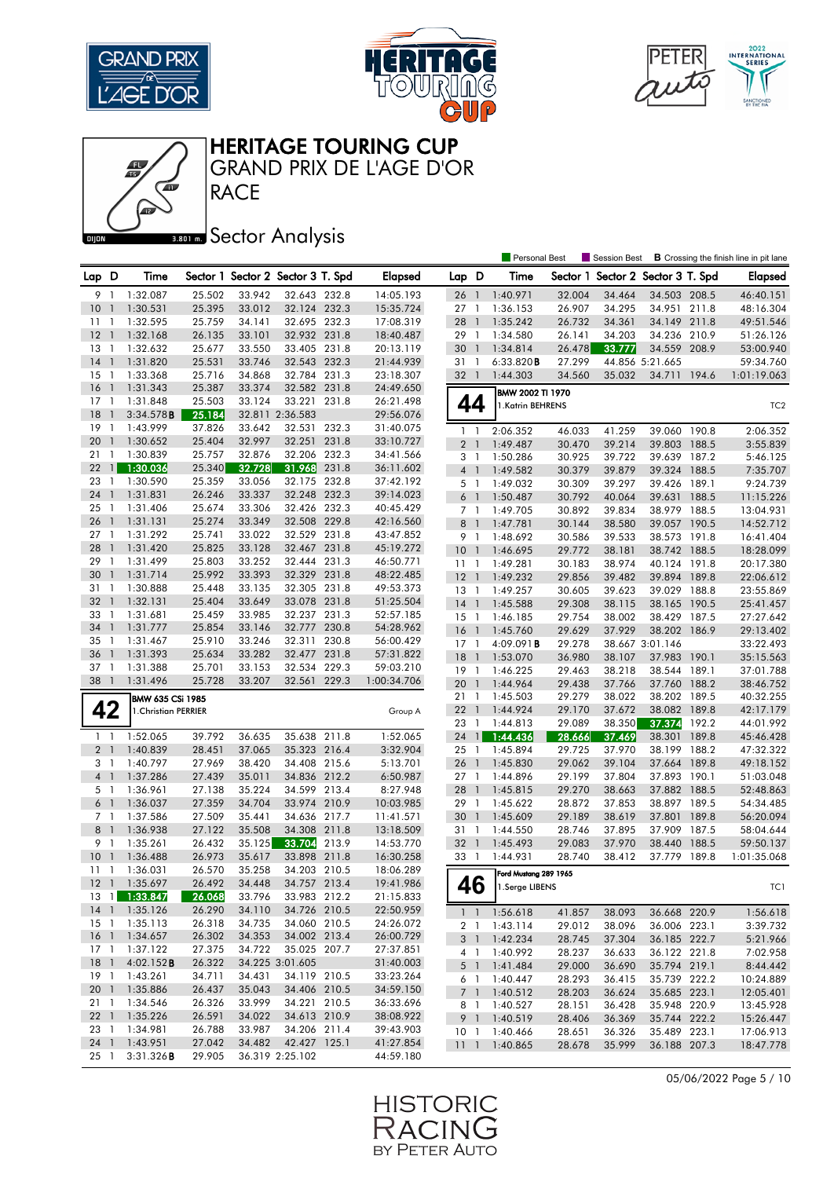# HERITAGE TOURING CUP
## GRAND PRIX DE L'AGE D'OR
## RACE

### Sector Analysis

Personal Best | Session Best | **B** Crossing the finish line in pit lane

| Lap | D | Time | Sector 1 | Sector 2 | Sector 3 | T. Spd | Elapsed |
|---|---|---|---|---|---|---|---|
| 9 | 1 | 1:32.087 | 25.502 | 33.942 | 32.643 | 232.8 | 14:05.193 |
| 10 | 1 | 1:30.531 | 25.395 | 33.012 | 32.124 | 232.3 | 15:35.724 |
| 11 | 1 | 1:32.595 | 25.759 | 34.141 | 32.695 | 232.3 | 17:08.319 |
| 12 | 1 | 1:32.168 | 26.135 | 33.101 | 32.932 | 231.8 | 18:40.487 |
| 13 | 1 | 1:32.632 | 25.677 | 33.550 | 33.405 | 231.8 | 20:13.119 |
| 14 | 1 | 1:31.820 | 25.531 | 33.746 | 32.543 | 232.3 | 21:44.939 |
| 15 | 1 | 1:33.368 | 25.716 | 34.868 | 32.784 | 231.3 | 23:18.307 |
| 16 | 1 | 1:31.343 | 25.387 | 33.374 | 32.582 | 231.8 | 24:49.650 |
| 17 | 1 | 1:31.848 | 25.503 | 33.124 | 33.221 | 231.8 | 26:21.498 |
| 18 | 1 | 3:34.578 **B** | 25.184 | 32.811 | 2:36.583 | | 29:56.076 |
| 19 | 1 | 1:43.999 | 37.826 | 33.642 | 32.531 | 232.3 | 31:40.075 |
| 20 | 1 | 1:30.652 | 25.404 | 32.997 | 32.251 | 231.8 | 33:10.727 |
| 21 | 1 | 1:30.839 | 25.757 | 32.876 | 32.206 | 232.3 | 34:41.566 |
| 22 | 1 | 1:30.036 | 25.340 | 32.728 | 31.968 | 231.8 | 36:11.602 |
| 23 | 1 | 1:30.590 | 25.359 | 33.056 | 32.175 | 232.8 | 37:42.192 |
| 24 | 1 | 1:31.831 | 26.246 | 33.337 | 32.248 | 232.3 | 39:14.023 |
| 25 | 1 | 1:31.406 | 25.674 | 33.306 | 32.426 | 232.3 | 40:45.429 |
| 26 | 1 | 1:31.131 | 25.274 | 33.349 | 32.508 | 229.8 | 42:16.560 |
| 27 | 1 | 1:31.292 | 25.741 | 33.022 | 32.529 | 231.8 | 43:47.852 |
| 28 | 1 | 1:31.420 | 25.825 | 33.128 | 32.467 | 231.8 | 45:19.272 |
| 29 | 1 | 1:31.499 | 25.803 | 33.252 | 32.444 | 231.3 | 46:50.771 |
| 30 | 1 | 1:31.714 | 25.992 | 33.393 | 32.329 | 231.8 | 48:22.485 |
| 31 | 1 | 1:30.888 | 25.448 | 33.135 | 32.305 | 231.8 | 49:53.373 |
| 32 | 1 | 1:32.131 | 25.404 | 33.649 | 33.078 | 231.8 | 51:25.504 |
| 33 | 1 | 1:31.681 | 25.459 | 33.985 | 32.237 | 231.3 | 52:57.185 |
| 34 | 1 | 1:31.777 | 25.854 | 33.146 | 32.777 | 230.8 | 54:28.962 |
| 35 | 1 | 1:31.467 | 25.910 | 33.246 | 32.311 | 230.8 | 56:00.429 |
| 36 | 1 | 1:31.393 | 25.634 | 33.282 | 32.477 | 231.8 | 57:31.822 |
| 37 | 1 | 1:31.388 | 25.701 | 33.153 | 32.534 | 229.3 | 59:03.210 |
| 38 | 1 | 1:31.496 | 25.728 | 33.207 | 32.561 | 229.3 | 1:00:34.706 |

**42** — BMW 635 CSi 1985 — 1.Christian PERRIER — Group A

| Lap | D | Time | Sector 1 | Sector 2 | Sector 3 | T. Spd | Elapsed |
|---|---|---|---|---|---|---|---|
| 1 | 1 | 1:52.065 | 39.792 | 36.635 | 35.638 | 211.8 | 1:52.065 |
| 2 | 1 | 1:40.839 | 28.451 | 37.065 | 35.323 | 216.4 | 3:32.904 |
| 3 | 1 | 1:40.797 | 27.969 | 38.420 | 34.408 | 215.6 | 5:13.701 |
| 4 | 1 | 1:37.286 | 27.439 | 35.011 | 34.836 | 212.2 | 6:50.987 |
| 5 | 1 | 1:36.961 | 27.138 | 35.224 | 34.599 | 213.4 | 8:27.948 |
| 6 | 1 | 1:36.037 | 27.359 | 34.704 | 33.974 | 210.9 | 10:03.985 |
| 7 | 1 | 1:37.586 | 27.509 | 35.441 | 34.636 | 217.7 | 11:41.571 |
| 8 | 1 | 1:36.938 | 27.122 | 35.508 | 34.308 | 211.8 | 13:18.509 |
| 9 | 1 | 1:35.261 | 26.432 | 35.125 | 33.704 | 213.9 | 14:53.770 |
| 10 | 1 | 1:36.488 | 26.973 | 35.617 | 33.898 | 211.8 | 16:30.258 |
| 11 | 1 | 1:36.031 | 26.570 | 35.258 | 34.203 | 210.5 | 18:06.289 |
| 12 | 1 | 1:35.697 | 26.492 | 34.448 | 34.757 | 213.4 | 19:41.986 |
| 13 | 1 | 1:33.847 | 26.068 | 33.796 | 33.983 | 212.2 | 21:15.833 |
| 14 | 1 | 1:35.126 | 26.290 | 34.110 | 34.726 | 210.5 | 22:50.959 |
| 15 | 1 | 1:35.113 | 26.318 | 34.735 | 34.060 | 210.5 | 24:26.072 |
| 16 | 1 | 1:34.657 | 26.302 | 34.353 | 34.002 | 213.4 | 26:00.729 |
| 17 | 1 | 1:37.122 | 27.375 | 34.722 | 35.025 | 207.7 | 27:37.851 |
| 18 | 1 | 4:02.152 **B** | 26.322 | 34.225 | 3:01.605 | | 31:40.003 |
| 19 | 1 | 1:43.261 | 34.711 | 34.431 | 34.119 | 210.5 | 33:23.264 |
| 20 | 1 | 1:35.886 | 26.437 | 35.043 | 34.406 | 210.5 | 34:59.150 |
| 21 | 1 | 1:34.546 | 26.326 | 33.999 | 34.221 | 210.5 | 36:33.696 |
| 22 | 1 | 1:35.226 | 26.591 | 34.022 | 34.613 | 210.9 | 38:08.922 |
| 23 | 1 | 1:34.981 | 26.788 | 33.987 | 34.206 | 211.4 | 39:43.903 |
| 24 | 1 | 1:43.951 | 27.042 | 34.482 | 42.427 | 125.1 | 41:27.854 |
| 25 | 1 | 3:31.326 **B** | 29.905 | 36.319 | 2:25.102 | | 44:59.180 |
| 26 | 1 | 1:40.971 | 32.004 | 34.464 | 34.503 | 208.5 | 46:40.151 |
| 27 | 1 | 1:36.153 | 26.907 | 34.295 | 34.951 | 211.8 | 48:16.304 |
| 28 | 1 | 1:35.242 | 26.732 | 34.361 | 34.149 | 211.8 | 49:51.546 |
| 29 | 1 | 1:34.580 | 26.141 | 34.203 | 34.236 | 210.9 | 51:26.126 |
| 30 | 1 | 1:34.814 | 26.478 | 33.777 | 34.559 | 208.9 | 53:00.940 |
| 31 | 1 | 6:33.820 **B** | 27.299 | 44.856 | 5:21.665 | | 59:34.760 |
| 32 | 1 | 1:44.303 | 34.560 | 35.032 | 34.711 | 194.6 | 1:01:19.063 |

**44** — BMW 2002 TI 1970 — 1.Katrin BEHRENS — TC2

| Lap | D | Time | Sector 1 | Sector 2 | Sector 3 | T. Spd | Elapsed |
|---|---|---|---|---|---|---|---|
| 1 | 1 | 2:06.352 | 46.033 | 41.259 | 39.060 | 190.8 | 2:06.352 |
| 2 | 1 | 1:49.487 | 30.470 | 39.214 | 39.803 | 188.5 | 3:55.839 |
| 3 | 1 | 1:50.286 | 30.925 | 39.722 | 39.639 | 187.2 | 5:46.125 |
| 4 | 1 | 1:49.582 | 30.379 | 39.879 | 39.324 | 188.5 | 7:35.707 |
| 5 | 1 | 1:49.032 | 30.309 | 39.297 | 39.426 | 189.1 | 9:24.739 |
| 6 | 1 | 1:50.487 | 30.792 | 40.064 | 39.631 | 188.5 | 11:15.226 |
| 7 | 1 | 1:49.705 | 30.892 | 39.834 | 38.979 | 188.5 | 13:04.931 |
| 8 | 1 | 1:47.781 | 30.144 | 38.580 | 39.057 | 190.5 | 14:52.712 |
| 9 | 1 | 1:48.692 | 30.586 | 39.533 | 38.573 | 191.8 | 16:41.404 |
| 10 | 1 | 1:46.695 | 29.772 | 38.181 | 38.742 | 188.5 | 18:28.099 |
| 11 | 1 | 1:49.281 | 30.183 | 38.974 | 40.124 | 191.8 | 20:17.380 |
| 12 | 1 | 1:49.232 | 29.856 | 39.482 | 39.894 | 189.8 | 22:06.612 |
| 13 | 1 | 1:49.257 | 30.605 | 39.623 | 39.029 | 188.8 | 23:55.869 |
| 14 | 1 | 1:45.588 | 29.308 | 38.115 | 38.165 | 190.5 | 25:41.457 |
| 15 | 1 | 1:46.185 | 29.754 | 38.002 | 38.429 | 187.5 | 27:27.642 |
| 16 | 1 | 1:45.760 | 29.629 | 37.929 | 38.202 | 186.9 | 29:13.402 |
| 17 | 1 | 4:09.091 **B** | 29.278 | 38.667 | 3:01.146 | | 33:22.493 |
| 18 | 1 | 1:53.070 | 36.980 | 38.107 | 37.983 | 190.1 | 35:15.563 |
| 19 | 1 | 1:46.225 | 29.463 | 38.218 | 38.544 | 189.1 | 37:01.788 |
| 20 | 1 | 1:44.964 | 29.438 | 37.766 | 37.760 | 188.2 | 38:46.752 |
| 21 | 1 | 1:45.503 | 29.279 | 38.022 | 38.202 | 189.5 | 40:32.255 |
| 22 | 1 | 1:44.924 | 29.170 | 37.672 | 38.082 | 189.8 | 42:17.179 |
| 23 | 1 | 1:44.813 | 29.089 | 38.350 | 37.374 | 192.2 | 44:01.992 |
| 24 | 1 | 1:44.436 | 28.666 | 37.469 | 38.301 | 189.8 | 45:46.428 |
| 25 | 1 | 1:45.894 | 29.725 | 37.970 | 38.199 | 188.2 | 47:32.322 |
| 26 | 1 | 1:45.830 | 29.062 | 39.104 | 37.664 | 189.8 | 49:18.152 |
| 27 | 1 | 1:44.896 | 29.199 | 37.804 | 37.893 | 190.1 | 51:03.048 |
| 28 | 1 | 1:45.815 | 29.270 | 38.663 | 37.882 | 188.5 | 52:48.863 |
| 29 | 1 | 1:45.622 | 28.872 | 37.853 | 38.897 | 189.5 | 54:34.485 |
| 30 | 1 | 1:45.609 | 29.189 | 38.619 | 37.801 | 189.8 | 56:20.094 |
| 31 | 1 | 1:44.550 | 28.746 | 37.895 | 37.909 | 187.5 | 58:04.644 |
| 32 | 1 | 1:45.493 | 29.083 | 37.970 | 38.440 | 188.5 | 59:50.137 |
| 33 | 1 | 1:44.931 | 28.740 | 38.412 | 37.779 | 189.8 | 1:01:35.068 |

**46** — Ford Mustang 289 1965 — 1.Serge LIBENS — TC1

| Lap | D | Time | Sector 1 | Sector 2 | Sector 3 | T. Spd | Elapsed |
|---|---|---|---|---|---|---|---|
| 1 | 1 | 1:56.618 | 41.857 | 38.093 | 36.668 | 220.9 | 1:56.618 |
| 2 | 1 | 1:43.114 | 29.012 | 38.096 | 36.006 | 223.1 | 3:39.732 |
| 3 | 1 | 1:42.234 | 28.745 | 37.304 | 36.185 | 222.7 | 5:21.966 |
| 4 | 1 | 1:40.992 | 28.237 | 36.633 | 36.122 | 221.8 | 7:02.958 |
| 5 | 1 | 1:41.484 | 29.000 | 36.690 | 35.794 | 219.1 | 8:44.442 |
| 6 | 1 | 1:40.447 | 28.293 | 36.415 | 35.739 | 222.2 | 10:24.889 |
| 7 | 1 | 1:40.512 | 28.203 | 36.624 | 35.685 | 223.1 | 12:05.401 |
| 8 | 1 | 1:40.527 | 28.151 | 36.428 | 35.948 | 220.9 | 13:45.928 |
| 9 | 1 | 1:40.519 | 28.406 | 36.369 | 35.744 | 222.2 | 15:26.447 |
| 10 | 1 | 1:40.466 | 28.651 | 36.326 | 35.489 | 223.1 | 17:06.913 |
| 11 | 1 | 1:40.865 | 28.678 | 35.999 | 36.188 | 207.3 | 18:47.778 |

05/06/2022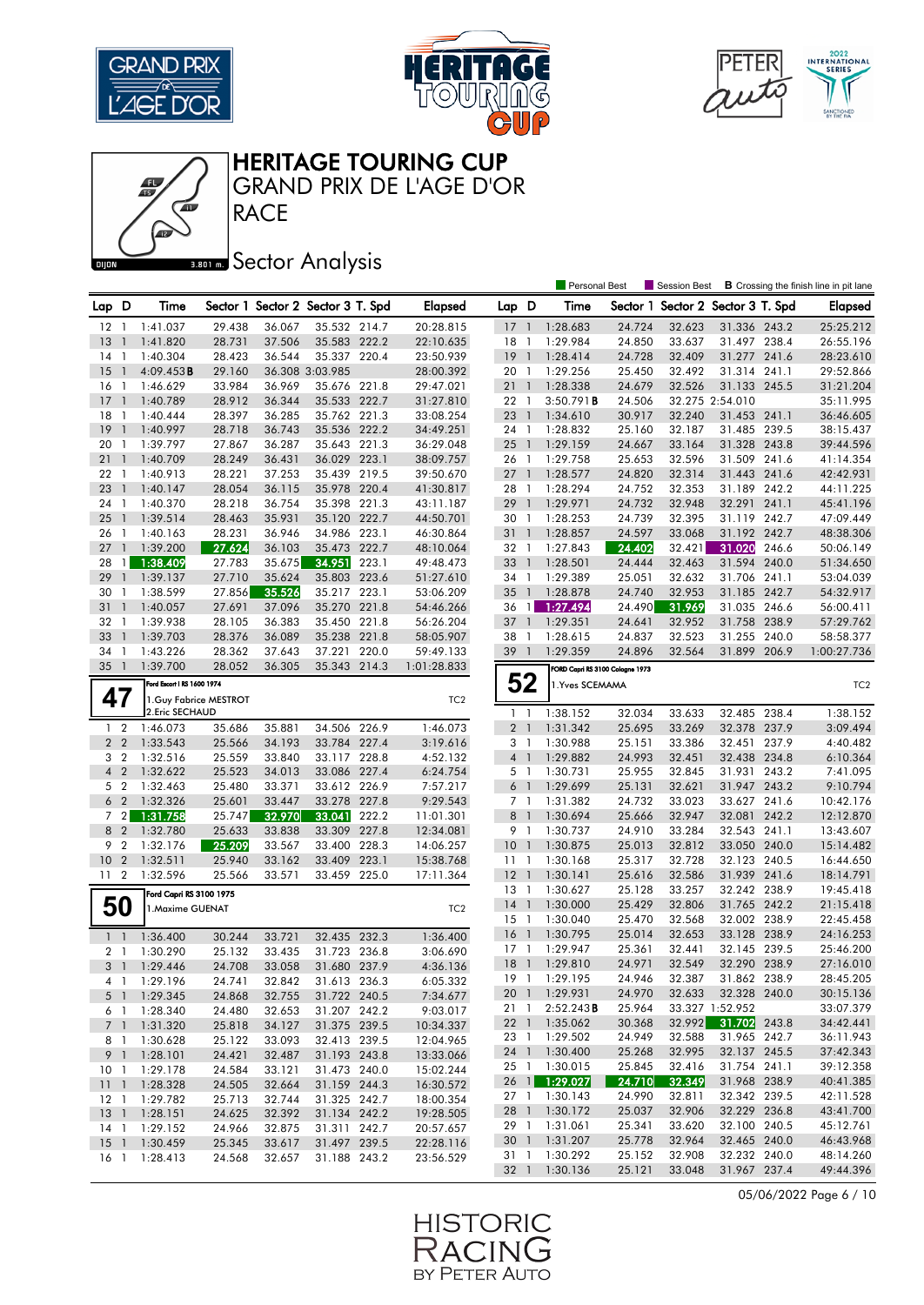# HERITAGE TOURING CUP

## GRAND PRIX DE L'AGE D'OR

## RACE

### Sector Analysis

Personal Best | Session Best | **B** Crossing the finish line in pit lane

| Lap | D | Time | Sector 1 | Sector 2 | Sector 3 | T. Spd | Elapsed |
|---|---|---|---|---|---|---|---|
| 12 | 1 | 1:41.037 | 29.438 | 36.067 | 35.532 | 214.7 | 20:28.815 |
| 13 | 1 | 1:41.820 | 28.731 | 37.506 | 35.583 | 222.2 | 22:10.635 |
| 14 | 1 | 1:40.304 | 28.423 | 36.544 | 35.337 | 220.4 | 23:50.939 |
| 15 | 1 | 4:09.453 **B** | 29.160 | 36.308 | 3:03.985 | | 28:00.392 |
| 16 | 1 | 1:46.629 | 33.984 | 36.969 | 35.676 | 221.8 | 29:47.021 |
| 17 | 1 | 1:40.789 | 28.912 | 36.344 | 35.533 | 222.7 | 31:27.810 |
| 18 | 1 | 1:40.444 | 28.397 | 36.285 | 35.762 | 221.3 | 33:08.254 |
| 19 | 1 | 1:40.997 | 28.718 | 36.743 | 35.536 | 222.2 | 34:49.251 |
| 20 | 1 | 1:39.797 | 27.867 | 36.287 | 35.643 | 221.3 | 36:29.048 |
| 21 | 1 | 1:40.709 | 28.249 | 36.431 | 36.029 | 223.1 | 38:09.757 |
| 22 | 1 | 1:40.913 | 28.221 | 37.253 | 35.439 | 219.5 | 39:50.670 |
| 23 | 1 | 1:40.147 | 28.054 | 36.115 | 35.978 | 220.4 | 41:30.817 |
| 24 | 1 | 1:40.370 | 28.218 | 36.754 | 35.398 | 221.3 | 43:11.187 |
| 25 | 1 | 1:39.514 | 28.463 | 35.931 | 35.120 | 222.7 | 44:50.701 |
| 26 | 1 | 1:40.163 | 28.231 | 36.946 | 34.986 | 223.1 | 46:30.864 |
| 27 | 1 | 1:39.200 | 27.624 | 36.103 | 35.473 | 222.7 | 48:10.064 |
| 28 | 1 | 1:38.409 | 27.783 | 35.675 | 34.951 | 223.1 | 49:48.473 |
| 29 | 1 | 1:39.137 | 27.710 | 35.624 | 35.803 | 223.6 | 51:27.610 |
| 30 | 1 | 1:38.599 | 27.856 | 35.526 | 35.217 | 223.1 | 53:06.209 |
| 31 | 1 | 1:40.057 | 27.691 | 37.096 | 35.270 | 221.8 | 54:46.266 |
| 32 | 1 | 1:39.938 | 28.105 | 36.383 | 35.450 | 221.8 | 56:26.204 |
| 33 | 1 | 1:39.703 | 28.376 | 36.089 | 35.238 | 221.8 | 58:05.907 |
| 34 | 1 | 1:43.226 | 28.362 | 37.643 | 37.221 | 220.0 | 59:49.133 |
| 35 | 1 | 1:39.700 | 28.052 | 36.305 | 35.343 | 214.3 | 1:01:28.833 |

**47** — Ford Escort I RS 1600 1974 — TC2
1. Guy Fabrice MESTROT
2. Eric SECHAUD

| Lap | D | Time | Sector 1 | Sector 2 | Sector 3 | T. Spd | Elapsed |
|---|---|---|---|---|---|---|---|
| 1 | 2 | 1:46.073 | 35.686 | 35.881 | 34.506 | 226.9 | 1:46.073 |
| 2 | 2 | 1:33.543 | 25.566 | 34.193 | 33.784 | 227.4 | 3:19.616 |
| 3 | 2 | 1:32.516 | 25.559 | 33.840 | 33.117 | 228.8 | 4:52.132 |
| 4 | 2 | 1:32.622 | 25.523 | 34.013 | 33.086 | 227.4 | 6:24.754 |
| 5 | 2 | 1:32.463 | 25.480 | 33.371 | 33.612 | 226.9 | 7:57.217 |
| 6 | 2 | 1:32.326 | 25.601 | 33.447 | 33.278 | 227.8 | 9:29.543 |
| 7 | 2 | 1:31.758 | 25.747 | 32.970 | 33.041 | 222.2 | 11:01.301 |
| 8 | 2 | 1:32.780 | 25.633 | 33.838 | 33.309 | 227.8 | 12:34.081 |
| 9 | 2 | 1:32.176 | 25.209 | 33.567 | 33.400 | 228.3 | 14:06.257 |
| 10 | 2 | 1:32.511 | 25.940 | 33.162 | 33.409 | 223.1 | 15:38.768 |
| 11 | 2 | 1:32.596 | 25.566 | 33.571 | 33.459 | 225.0 | 17:11.364 |

**50** — Ford Capri RS 3100 1975 — TC2
1. Maxime GUENAT

| Lap | D | Time | Sector 1 | Sector 2 | Sector 3 | T. Spd | Elapsed |
|---|---|---|---|---|---|---|---|
| 1 | 1 | 1:36.400 | 30.244 | 33.721 | 32.435 | 232.3 | 1:36.400 |
| 2 | 1 | 1:30.290 | 25.132 | 33.435 | 31.723 | 236.8 | 3:06.690 |
| 3 | 1 | 1:29.446 | 24.708 | 33.058 | 31.680 | 237.9 | 4:36.136 |
| 4 | 1 | 1:29.196 | 24.741 | 32.842 | 31.613 | 236.3 | 6:05.332 |
| 5 | 1 | 1:29.345 | 24.868 | 32.755 | 31.722 | 240.5 | 7:34.677 |
| 6 | 1 | 1:28.340 | 24.480 | 32.653 | 31.207 | 242.2 | 9:03.017 |
| 7 | 1 | 1:31.320 | 25.818 | 34.127 | 31.375 | 239.5 | 10:34.337 |
| 8 | 1 | 1:30.628 | 25.122 | 33.093 | 32.413 | 239.5 | 12:04.965 |
| 9 | 1 | 1:28.101 | 24.421 | 32.487 | 31.193 | 243.8 | 13:33.066 |
| 10 | 1 | 1:29.178 | 24.584 | 33.121 | 31.473 | 240.0 | 15:02.244 |
| 11 | 1 | 1:28.328 | 24.505 | 32.664 | 31.159 | 244.3 | 16:30.572 |
| 12 | 1 | 1:29.782 | 25.713 | 32.744 | 31.325 | 242.7 | 18:00.354 |
| 13 | 1 | 1:28.151 | 24.625 | 32.392 | 31.134 | 242.2 | 19:28.505 |
| 14 | 1 | 1:29.152 | 24.966 | 32.875 | 31.311 | 242.7 | 20:57.657 |
| 15 | 1 | 1:30.459 | 25.345 | 33.617 | 31.497 | 239.5 | 22:28.116 |
| 16 | 1 | 1:28.413 | 24.568 | 32.657 | 31.188 | 243.2 | 23:56.529 |
| 17 | 1 | 1:28.683 | 24.724 | 32.623 | 31.336 | 243.2 | 25:25.212 |
| 18 | 1 | 1:29.984 | 24.850 | 33.637 | 31.497 | 238.4 | 26:55.196 |
| 19 | 1 | 1:28.414 | 24.728 | 32.409 | 31.277 | 241.6 | 28:23.610 |
| 20 | 1 | 1:29.256 | 25.450 | 32.492 | 31.314 | 241.1 | 29:52.866 |
| 21 | 1 | 1:28.338 | 24.679 | 32.526 | 31.133 | 245.5 | 31:21.204 |
| 22 | 1 | 3:50.791 **B** | 24.506 | 32.275 | 2:54.010 | | 35:11.995 |
| 23 | 1 | 1:34.610 | 30.917 | 32.240 | 31.453 | 241.1 | 36:46.605 |
| 24 | 1 | 1:28.832 | 25.160 | 32.187 | 31.485 | 239.5 | 38:15.437 |
| 25 | 1 | 1:29.159 | 24.667 | 33.164 | 31.328 | 243.8 | 39:44.596 |
| 26 | 1 | 1:29.758 | 25.653 | 32.596 | 31.509 | 241.6 | 41:14.354 |
| 27 | 1 | 1:28.577 | 24.820 | 32.314 | 31.443 | 241.6 | 42:42.931 |
| 28 | 1 | 1:28.294 | 24.752 | 32.353 | 31.189 | 242.2 | 44:11.225 |
| 29 | 1 | 1:29.971 | 24.732 | 32.948 | 32.291 | 241.1 | 45:41.196 |
| 30 | 1 | 1:28.253 | 24.739 | 32.395 | 31.119 | 242.7 | 47:09.449 |
| 31 | 1 | 1:28.857 | 24.597 | 33.068 | 31.192 | 242.7 | 48:38.306 |
| 32 | 1 | 1:27.843 | 24.402 | 32.421 | 31.020 | 246.6 | 50:06.149 |
| 33 | 1 | 1:28.501 | 24.444 | 32.463 | 31.594 | 240.0 | 51:34.650 |
| 34 | 1 | 1:29.389 | 25.051 | 32.632 | 31.706 | 241.1 | 53:04.039 |
| 35 | 1 | 1:28.878 | 24.740 | 32.953 | 31.185 | 242.7 | 54:32.917 |
| 36 | 1 | 1:27.494 | 24.490 | 31.969 | 31.035 | 246.6 | 56:00.411 |
| 37 | 1 | 1:29.351 | 24.641 | 32.952 | 31.758 | 238.9 | 57:29.762 |
| 38 | 1 | 1:28.615 | 24.837 | 32.523 | 31.255 | 240.0 | 58:58.377 |
| 39 | 1 | 1:29.359 | 24.896 | 32.564 | 31.899 | 206.9 | 1:00:27.736 |

**52** — FORD Capri RS 3100 Cologne 1973 — TC2
1. Yves SCEMAMA

| Lap | D | Time | Sector 1 | Sector 2 | Sector 3 | T. Spd | Elapsed |
|---|---|---|---|---|---|---|---|
| 1 | 1 | 1:38.152 | 32.034 | 33.633 | 32.485 | 238.4 | 1:38.152 |
| 2 | 1 | 1:31.342 | 25.695 | 33.269 | 32.378 | 237.9 | 3:09.494 |
| 3 | 1 | 1:30.988 | 25.151 | 33.386 | 32.451 | 237.9 | 4:40.482 |
| 4 | 1 | 1:29.882 | 24.993 | 32.451 | 32.438 | 234.8 | 6:10.364 |
| 5 | 1 | 1:30.731 | 25.955 | 32.845 | 31.931 | 243.2 | 7:41.095 |
| 6 | 1 | 1:29.699 | 25.131 | 32.621 | 31.947 | 243.2 | 9:10.794 |
| 7 | 1 | 1:31.382 | 24.732 | 33.023 | 33.627 | 241.6 | 10:42.176 |
| 8 | 1 | 1:30.694 | 25.666 | 32.947 | 32.081 | 242.2 | 12:12.870 |
| 9 | 1 | 1:30.737 | 24.910 | 33.284 | 32.543 | 241.1 | 13:43.607 |
| 10 | 1 | 1:30.875 | 25.013 | 32.812 | 33.050 | 240.0 | 15:14.482 |
| 11 | 1 | 1:30.168 | 25.317 | 32.728 | 32.123 | 240.5 | 16:44.650 |
| 12 | 1 | 1:30.141 | 25.616 | 32.586 | 31.939 | 241.6 | 18:14.791 |
| 13 | 1 | 1:30.627 | 25.128 | 33.257 | 32.242 | 238.9 | 19:45.418 |
| 14 | 1 | 1:30.000 | 25.429 | 32.806 | 31.765 | 242.2 | 21:15.418 |
| 15 | 1 | 1:30.040 | 25.470 | 32.568 | 32.002 | 238.9 | 22:45.458 |
| 16 | 1 | 1:30.795 | 25.014 | 32.653 | 33.128 | 238.9 | 24:16.253 |
| 17 | 1 | 1:29.947 | 25.361 | 32.441 | 32.145 | 239.5 | 25:46.200 |
| 18 | 1 | 1:29.810 | 24.971 | 32.549 | 32.290 | 238.9 | 27:16.010 |
| 19 | 1 | 1:29.195 | 24.946 | 32.387 | 31.862 | 238.9 | 28:45.205 |
| 20 | 1 | 1:29.931 | 24.970 | 32.633 | 32.328 | 240.0 | 30:15.136 |
| 21 | 1 | 2:52.243 **B** | 25.964 | 33.327 | 1:52.952 | | 33:07.379 |
| 22 | 1 | 1:35.062 | 30.368 | 32.992 | 31.702 | 243.8 | 34:42.441 |
| 23 | 1 | 1:29.502 | 24.949 | 32.588 | 31.965 | 242.7 | 36:11.943 |
| 24 | 1 | 1:30.400 | 25.268 | 32.995 | 32.137 | 245.5 | 37:42.343 |
| 25 | 1 | 1:30.015 | 25.845 | 32.416 | 31.754 | 241.1 | 39:12.358 |
| 26 | 1 | 1:29.027 | 24.710 | 32.349 | 31.968 | 238.9 | 40:41.385 |
| 27 | 1 | 1:30.143 | 24.990 | 32.811 | 32.342 | 239.5 | 42:11.528 |
| 28 | 1 | 1:30.172 | 25.037 | 32.906 | 32.229 | 236.8 | 43:41.700 |
| 29 | 1 | 1:31.061 | 25.341 | 33.620 | 32.100 | 240.5 | 45:12.761 |
| 30 | 1 | 1:31.207 | 25.778 | 32.964 | 32.465 | 240.0 | 46:43.968 |
| 31 | 1 | 1:30.292 | 25.152 | 32.908 | 32.232 | 240.0 | 48:14.260 |
| 32 | 1 | 1:30.136 | 25.121 | 33.048 | 31.967 | 237.4 | 49:44.396 |

05/06/2022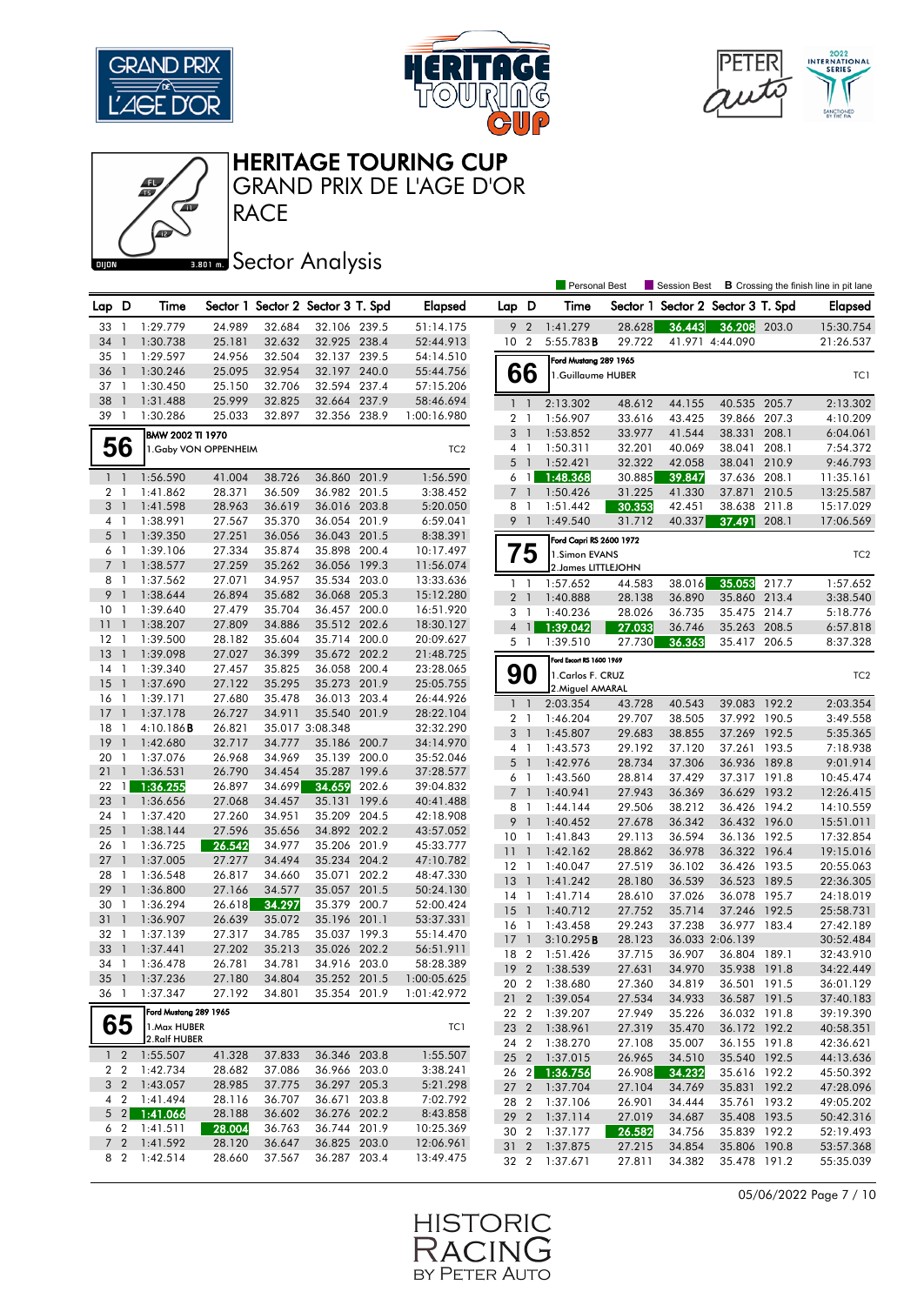# HERITAGE TOURING CUP

## GRAND PRIX DE L'AGE D'OR

## RACE

### Sector Analysis

Personal Best | Session Best | **B** Crossing the finish line in pit lane

| Lap | D | Time | Sector 1 | Sector 2 | Sector 3 | T. Spd | Elapsed |
|---|---|---|---|---|---|---|---|
| 33 | 1 | 1:29.779 | 24.989 | 32.684 | 32.106 | 239.5 | 51:14.175 |
| 34 | 1 | 1:30.738 | 25.181 | 32.632 | 32.925 | 238.4 | 52:44.913 |
| 35 | 1 | 1:29.597 | 24.956 | 32.504 | 32.137 | 239.5 | 54:14.510 |
| 36 | 1 | 1:30.246 | 25.095 | 32.954 | 32.197 | 240.0 | 55:44.756 |
| 37 | 1 | 1:30.450 | 25.150 | 32.706 | 32.594 | 237.4 | 57:15.206 |
| 38 | 1 | 1:31.488 | 25.999 | 32.825 | 32.664 | 237.9 | 58:46.694 |
| 39 | 1 | 1:30.286 | 25.033 | 32.897 | 32.356 | 238.9 | 1:00:16.980 |

**56** — BMW 2002 TI 1970 — 1.Gaby VON OPPENHEIM — TC2

| Lap | D | Time | Sector 1 | Sector 2 | Sector 3 | T. Spd | Elapsed |
|---|---|---|---|---|---|---|---|
| 1 | 1 | 1:56.590 | 41.004 | 38.726 | 36.860 | 201.9 | 1:56.590 |
| 2 | 1 | 1:41.862 | 28.371 | 36.509 | 36.982 | 201.5 | 3:38.452 |
| 3 | 1 | 1:41.598 | 28.963 | 36.619 | 36.016 | 203.8 | 5:20.050 |
| 4 | 1 | 1:38.991 | 27.567 | 35.370 | 36.054 | 201.9 | 6:59.041 |
| 5 | 1 | 1:39.350 | 27.251 | 36.056 | 36.043 | 201.5 | 8:38.391 |
| 6 | 1 | 1:39.106 | 27.334 | 35.874 | 35.898 | 200.4 | 10:17.497 |
| 7 | 1 | 1:38.577 | 27.259 | 35.262 | 36.056 | 199.3 | 11:56.074 |
| 8 | 1 | 1:37.562 | 27.071 | 34.957 | 35.534 | 203.0 | 13:33.636 |
| 9 | 1 | 1:38.644 | 26.894 | 35.682 | 36.068 | 205.3 | 15:12.280 |
| 10 | 1 | 1:39.640 | 27.479 | 35.704 | 36.457 | 200.0 | 16:51.920 |
| 11 | 1 | 1:38.207 | 27.809 | 34.886 | 35.512 | 202.6 | 18:30.127 |
| 12 | 1 | 1:39.500 | 28.182 | 35.604 | 35.714 | 200.0 | 20:09.627 |
| 13 | 1 | 1:39.098 | 27.027 | 36.399 | 35.672 | 202.2 | 21:48.725 |
| 14 | 1 | 1:39.340 | 27.457 | 35.825 | 36.058 | 200.4 | 23:28.065 |
| 15 | 1 | 1:37.690 | 27.122 | 35.295 | 35.273 | 201.9 | 25:05.755 |
| 16 | 1 | 1:39.171 | 27.680 | 35.478 | 36.013 | 203.4 | 26:44.926 |
| 17 | 1 | 1:37.178 | 26.727 | 34.911 | 35.540 | 201.9 | 28:22.104 |
| 18 | 1 | 4:10.186**B** | 26.821 | 35.017 | 3:08.348 | | 32:32.290 |
| 19 | 1 | 1:42.680 | 32.717 | 34.777 | 35.186 | 200.7 | 34:14.970 |
| 20 | 1 | 1:37.076 | 26.968 | 34.969 | 35.139 | 200.0 | 35:52.046 |
| 21 | 1 | 1:36.531 | 26.790 | 34.454 | 35.287 | 199.6 | 37:28.577 |
| 22 | 1 | 1:36.255 | 26.897 | 34.699 | 34.659 | 202.6 | 39:04.832 |
| 23 | 1 | 1:36.656 | 27.068 | 34.457 | 35.131 | 199.6 | 40:41.488 |
| 24 | 1 | 1:37.420 | 27.260 | 34.951 | 35.209 | 204.5 | 42:18.908 |
| 25 | 1 | 1:38.144 | 27.596 | 35.656 | 34.892 | 202.2 | 43:57.052 |
| 26 | 1 | 1:36.725 | 26.542 | 34.977 | 35.206 | 201.9 | 45:33.777 |
| 27 | 1 | 1:37.005 | 27.277 | 34.494 | 35.234 | 204.2 | 47:10.782 |
| 28 | 1 | 1:36.548 | 26.817 | 34.660 | 35.071 | 202.2 | 48:47.330 |
| 29 | 1 | 1:36.800 | 27.166 | 34.577 | 35.057 | 201.5 | 50:24.130 |
| 30 | 1 | 1:36.294 | 26.618 | 34.297 | 35.379 | 200.7 | 52:00.424 |
| 31 | 1 | 1:36.907 | 26.639 | 35.072 | 35.196 | 201.1 | 53:37.331 |
| 32 | 1 | 1:37.139 | 27.317 | 34.785 | 35.037 | 199.3 | 55:14.470 |
| 33 | 1 | 1:37.441 | 27.202 | 35.213 | 35.026 | 202.2 | 56:51.911 |
| 34 | 1 | 1:36.478 | 26.781 | 34.781 | 34.916 | 203.0 | 58:28.389 |
| 35 | 1 | 1:37.236 | 27.180 | 34.804 | 35.252 | 201.5 | 1:00:05.625 |
| 36 | 1 | 1:37.347 | 27.192 | 34.801 | 35.354 | 201.9 | 1:01:42.972 |

**65** — Ford Mustang 289 1965 — 1.Max HUBER, 2.Ralf HUBER — TC1

| Lap | D | Time | Sector 1 | Sector 2 | Sector 3 | T. Spd | Elapsed |
|---|---|---|---|---|---|---|---|
| 1 | 2 | 1:55.507 | 41.328 | 37.833 | 36.346 | 203.8 | 1:55.507 |
| 2 | 2 | 1:42.734 | 28.682 | 37.086 | 36.966 | 203.0 | 3:38.241 |
| 3 | 2 | 1:43.057 | 28.985 | 37.775 | 36.297 | 205.3 | 5:21.298 |
| 4 | 2 | 1:41.494 | 28.116 | 36.707 | 36.671 | 203.8 | 7:02.792 |
| 5 | 2 | 1:41.066 | 28.188 | 36.602 | 36.276 | 202.2 | 8:43.858 |
| 6 | 2 | 1:41.511 | 28.004 | 36.763 | 36.744 | 201.9 | 10:25.369 |
| 7 | 2 | 1:41.592 | 28.120 | 36.647 | 36.825 | 203.0 | 12:06.961 |
| 8 | 2 | 1:42.514 | 28.660 | 37.567 | 36.287 | 203.4 | 13:49.475 |
| 9 | 2 | 1:41.279 | 28.628 | 36.443 | 36.208 | 203.0 | 15:30.754 |
| 10 | 2 | 5:55.783**B** | 29.722 | 41.971 | 4:44.090 | | 21:26.537 |

**66** — Ford Mustang 289 1965 — 1.Guillaume HUBER — TC1

| Lap | D | Time | Sector 1 | Sector 2 | Sector 3 | T. Spd | Elapsed |
|---|---|---|---|---|---|---|---|
| 1 | 1 | 2:13.302 | 48.612 | 44.155 | 40.535 | 205.7 | 2:13.302 |
| 2 | 1 | 1:56.907 | 33.616 | 43.425 | 39.866 | 207.3 | 4:10.209 |
| 3 | 1 | 1:53.852 | 33.977 | 41.544 | 38.331 | 208.1 | 6:04.061 |
| 4 | 1 | 1:50.311 | 32.201 | 40.069 | 38.041 | 208.1 | 7:54.372 |
| 5 | 1 | 1:52.421 | 32.322 | 42.058 | 38.041 | 210.9 | 9:46.793 |
| 6 | 1 | 1:48.368 | 30.885 | 39.847 | 37.636 | 208.1 | 11:35.161 |
| 7 | 1 | 1:50.426 | 31.225 | 41.330 | 37.871 | 210.5 | 13:25.587 |
| 8 | 1 | 1:51.442 | 30.353 | 42.451 | 38.638 | 211.8 | 15:17.029 |
| 9 | 1 | 1:49.540 | 31.712 | 40.337 | 37.491 | 208.1 | 17:06.569 |

**75** — Ford Capri RS 2600 1972 — 1.Simon EVANS, 2.James LITTLEJOHN — TC2

| Lap | D | Time | Sector 1 | Sector 2 | Sector 3 | T. Spd | Elapsed |
|---|---|---|---|---|---|---|---|
| 1 | 1 | 1:57.652 | 44.583 | 38.016 | 35.053 | 217.7 | 1:57.652 |
| 2 | 1 | 1:40.888 | 28.138 | 36.890 | 35.860 | 213.4 | 3:38.540 |
| 3 | 1 | 1:40.236 | 28.026 | 36.735 | 35.475 | 214.7 | 5:18.776 |
| 4 | 1 | 1:39.042 | 27.033 | 36.746 | 35.263 | 208.5 | 6:57.818 |
| 5 | 1 | 1:39.510 | 27.730 | 36.363 | 35.417 | 206.5 | 8:37.328 |

**90** — Ford Escort RS 1600 1969 — 1.Carlos F. CRUZ, 2.Miguel AMARAL — TC2

| Lap | D | Time | Sector 1 | Sector 2 | Sector 3 | T. Spd | Elapsed |
|---|---|---|---|---|---|---|---|
| 1 | 1 | 2:03.354 | 43.728 | 40.543 | 39.083 | 192.2 | 2:03.354 |
| 2 | 1 | 1:46.204 | 29.707 | 38.505 | 37.992 | 190.5 | 3:49.558 |
| 3 | 1 | 1:45.807 | 29.683 | 38.855 | 37.269 | 192.5 | 5:35.365 |
| 4 | 1 | 1:43.573 | 29.192 | 37.120 | 37.261 | 193.5 | 7:18.938 |
| 5 | 1 | 1:42.976 | 28.734 | 37.306 | 36.936 | 189.8 | 9:01.914 |
| 6 | 1 | 1:43.560 | 28.814 | 37.429 | 37.317 | 191.8 | 10:45.474 |
| 7 | 1 | 1:40.941 | 27.943 | 36.369 | 36.629 | 193.2 | 12:26.415 |
| 8 | 1 | 1:44.144 | 29.506 | 38.212 | 36.426 | 194.2 | 14:10.559 |
| 9 | 1 | 1:40.452 | 27.678 | 36.342 | 36.432 | 196.0 | 15:51.011 |
| 10 | 1 | 1:41.843 | 29.113 | 36.594 | 36.136 | 192.5 | 17:32.854 |
| 11 | 1 | 1:42.162 | 28.862 | 36.978 | 36.322 | 196.4 | 19:15.016 |
| 12 | 1 | 1:40.047 | 27.519 | 36.102 | 36.426 | 193.5 | 20:55.063 |
| 13 | 1 | 1:41.242 | 28.180 | 36.539 | 36.523 | 189.5 | 22:36.305 |
| 14 | 1 | 1:41.714 | 28.610 | 37.026 | 36.078 | 195.7 | 24:18.019 |
| 15 | 1 | 1:40.712 | 27.752 | 35.714 | 37.246 | 192.5 | 25:58.731 |
| 16 | 1 | 1:43.458 | 29.243 | 37.238 | 36.977 | 183.4 | 27:42.189 |
| 17 | 1 | 3:10.295**B** | 28.123 | 36.033 | 2:06.139 | | 30:52.484 |
| 18 | 2 | 1:51.426 | 37.715 | 36.907 | 36.804 | 189.1 | 32:43.910 |
| 19 | 2 | 1:38.539 | 27.631 | 34.970 | 35.938 | 191.8 | 34:22.449 |
| 20 | 2 | 1:38.680 | 27.360 | 34.819 | 36.501 | 191.5 | 36:01.129 |
| 21 | 2 | 1:39.054 | 27.534 | 34.933 | 36.587 | 191.5 | 37:40.183 |
| 22 | 2 | 1:39.207 | 27.949 | 35.226 | 36.032 | 191.8 | 39:19.390 |
| 23 | 2 | 1:38.961 | 27.319 | 35.470 | 36.172 | 192.2 | 40:58.351 |
| 24 | 2 | 1:38.270 | 27.108 | 35.007 | 36.155 | 191.8 | 42:36.621 |
| 25 | 2 | 1:37.015 | 26.965 | 34.510 | 35.540 | 192.5 | 44:13.636 |
| 26 | 2 | 1:36.756 | 26.908 | 34.232 | 35.616 | 192.2 | 45:50.392 |
| 27 | 2 | 1:37.704 | 27.104 | 34.769 | 35.831 | 192.2 | 47:28.096 |
| 28 | 2 | 1:37.106 | 26.901 | 34.444 | 35.761 | 193.2 | 49:05.202 |
| 29 | 2 | 1:37.114 | 27.019 | 34.687 | 35.408 | 193.5 | 50:42.316 |
| 30 | 2 | 1:37.177 | 26.582 | 34.756 | 35.839 | 192.2 | 52:19.493 |
| 31 | 2 | 1:37.875 | 27.215 | 34.854 | 35.806 | 190.8 | 53:57.368 |
| 32 | 2 | 1:37.671 | 27.811 | 34.382 | 35.478 | 191.2 | 55:35.039 |

05/06/2022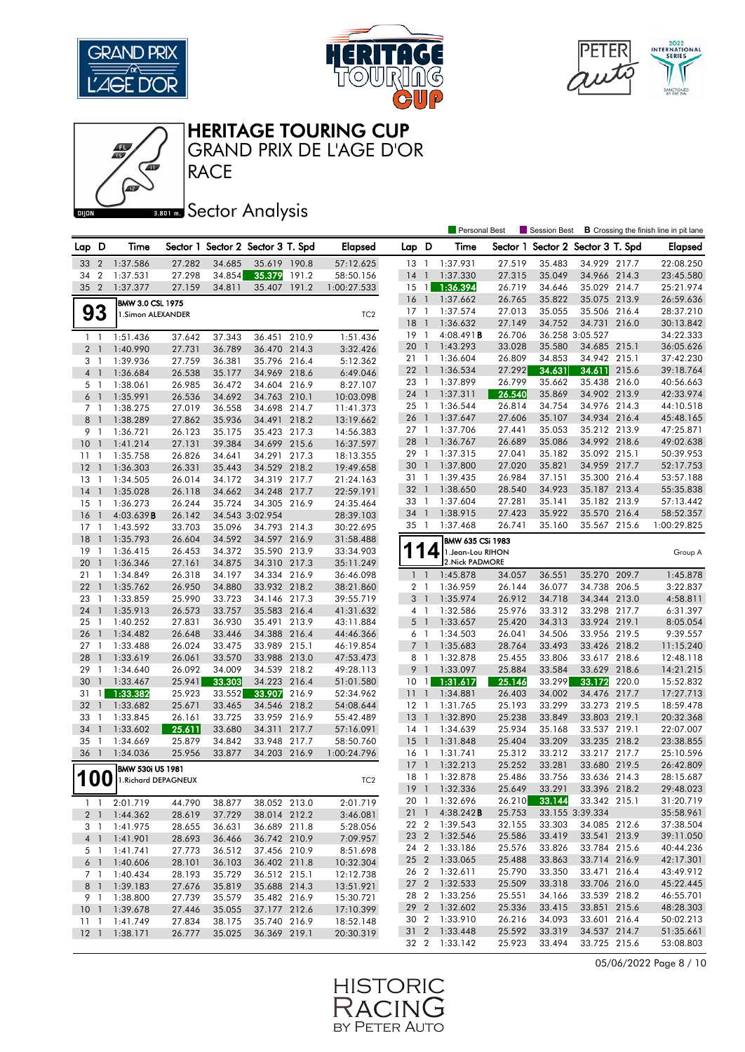# HERITAGE TOURING CUP

## GRAND PRIX DE L'AGE D'OR

## RACE

### Sector Analysis

Personal Best | Session Best | **B** Crossing the finish line in pit lane

| Lap | D | Time | Sector 1 | Sector 2 | Sector 3 | T. Spd | Elapsed |
|---|---|---|---|---|---|---|---|
| 33 | 2 | 1:37.586 | 27.282 | 34.685 | 35.619 | 190.8 | 57:12.625 |
| 34 | 2 | 1:37.531 | 27.298 | 34.854 | 35.379 | 191.2 | 58:50.156 |
| 35 | 2 | 1:37.377 | 27.159 | 34.811 | 35.407 | 191.2 | 1:00:27.533 |

**93** — BMW 3.0 CSL 1975 — 1.Simon ALEXANDER — TC2

| Lap | D | Time | Sector 1 | Sector 2 | Sector 3 | T. Spd | Elapsed |
|---|---|---|---|---|---|---|---|
| 1 | 1 | 1:51.436 | 37.642 | 37.343 | 36.451 | 210.9 | 1:51.436 |
| 2 | 1 | 1:40.990 | 27.731 | 36.789 | 36.470 | 214.3 | 3:32.426 |
| 3 | 1 | 1:39.936 | 27.759 | 35.796 | 36.381 | 216.4 | 5:12.362 |
| 4 | 1 | 1:36.684 | 26.538 | 35.177 | 34.969 | 218.6 | 6:49.046 |
| 5 | 1 | 1:38.061 | 26.985 | 36.472 | 34.604 | 216.9 | 8:27.107 |
| 6 | 1 | 1:35.991 | 26.536 | 34.692 | 34.763 | 210.1 | 10:03.098 |
| 7 | 1 | 1:38.275 | 27.019 | 36.558 | 34.698 | 214.7 | 11:41.373 |
| 8 | 1 | 1:38.289 | 27.862 | 35.936 | 34.491 | 218.2 | 13:19.662 |
| 9 | 1 | 1:36.721 | 26.123 | 35.175 | 35.423 | 217.3 | 14:56.383 |
| 10 | 1 | 1:41.214 | 27.131 | 39.384 | 34.699 | 215.6 | 16:37.597 |
| 11 | 1 | 1:35.758 | 26.826 | 34.641 | 34.291 | 217.3 | 18:13.355 |
| 12 | 1 | 1:36.303 | 26.331 | 35.443 | 34.529 | 218.2 | 19:49.658 |
| 13 | 1 | 1:34.505 | 26.014 | 34.172 | 34.319 | 217.7 | 21:24.163 |
| 14 | 1 | 1:35.028 | 26.118 | 34.662 | 34.248 | 217.7 | 22:59.191 |
| 15 | 1 | 1:36.273 | 26.244 | 35.724 | 34.305 | 216.9 | 24:35.464 |
| 16 | 1 | 4:03.639 **B** | 26.142 | 34.543 | 3:02.954 | | 28:39.103 |
| 17 | 1 | 1:43.592 | 33.703 | 35.096 | 34.793 | 214.3 | 30:22.695 |
| 18 | 1 | 1:35.793 | 26.604 | 34.592 | 34.597 | 216.9 | 31:58.488 |
| 19 | 1 | 1:36.415 | 26.453 | 34.372 | 35.590 | 213.9 | 33:34.903 |
| 20 | 1 | 1:36.346 | 27.161 | 34.875 | 34.310 | 217.3 | 35:11.249 |
| 21 | 1 | 1:34.849 | 26.318 | 34.197 | 34.334 | 216.9 | 36:46.098 |
| 22 | 1 | 1:35.762 | 26.950 | 34.880 | 33.932 | 218.2 | 38:21.860 |
| 23 | 1 | 1:33.859 | 25.990 | 33.723 | 34.146 | 217.3 | 39:55.719 |
| 24 | 1 | 1:35.913 | 26.573 | 33.757 | 35.583 | 216.4 | 41:31.632 |
| 25 | 1 | 1:40.252 | 27.831 | 36.930 | 35.491 | 213.9 | 43:11.884 |
| 26 | 1 | 1:34.482 | 26.648 | 33.446 | 34.388 | 216.4 | 44:46.366 |
| 27 | 1 | 1:33.488 | 26.024 | 33.475 | 33.989 | 215.1 | 46:19.854 |
| 28 | 1 | 1:33.619 | 26.061 | 33.570 | 33.988 | 213.0 | 47:53.473 |
| 29 | 1 | 1:34.640 | 26.092 | 34.009 | 34.539 | 218.2 | 49:28.113 |
| 30 | 1 | 1:33.467 | 25.941 | 33.303 | 34.223 | 216.4 | 51:01.580 |
| 31 | 1 | 1:33.382 | 25.923 | 33.552 | 33.907 | 216.9 | 52:34.962 |
| 32 | 1 | 1:33.682 | 25.671 | 33.465 | 34.546 | 218.2 | 54:08.644 |
| 33 | 1 | 1:33.845 | 26.161 | 33.725 | 33.959 | 216.9 | 55:42.489 |
| 34 | 1 | 1:33.602 | 25.611 | 33.680 | 34.311 | 217.7 | 57:16.091 |
| 35 | 1 | 1:34.669 | 25.879 | 34.842 | 33.948 | 217.7 | 58:50.760 |
| 36 | 1 | 1:34.036 | 25.956 | 33.877 | 34.203 | 216.9 | 1:00:24.796 |

**100** — BMW 530i US 1981 — 1.Richard DEPAGNEUX — TC2

| Lap | D | Time | Sector 1 | Sector 2 | Sector 3 | T. Spd | Elapsed |
|---|---|---|---|---|---|---|---|
| 1 | 1 | 2:01.719 | 44.790 | 38.877 | 38.052 | 213.0 | 2:01.719 |
| 2 | 1 | 1:44.362 | 28.619 | 37.729 | 38.014 | 212.2 | 3:46.081 |
| 3 | 1 | 1:41.975 | 28.655 | 36.631 | 36.689 | 211.8 | 5:28.056 |
| 4 | 1 | 1:41.901 | 28.693 | 36.466 | 36.742 | 210.9 | 7:09.957 |
| 5 | 1 | 1:41.741 | 27.773 | 36.512 | 37.456 | 210.9 | 8:51.698 |
| 6 | 1 | 1:40.606 | 28.101 | 36.103 | 36.402 | 211.8 | 10:32.304 |
| 7 | 1 | 1:40.434 | 28.193 | 35.729 | 36.512 | 215.1 | 12:12.738 |
| 8 | 1 | 1:39.183 | 27.676 | 35.819 | 35.688 | 214.3 | 13:51.921 |
| 9 | 1 | 1:38.800 | 27.739 | 35.579 | 35.482 | 216.9 | 15:30.721 |
| 10 | 1 | 1:39.678 | 27.446 | 35.055 | 37.177 | 212.6 | 17:10.399 |
| 11 | 1 | 1:41.749 | 27.834 | 38.175 | 35.740 | 216.9 | 18:52.148 |
| 12 | 1 | 1:38.171 | 26.777 | 35.025 | 36.369 | 219.1 | 20:30.319 |
| 13 | 1 | 1:37.931 | 27.519 | 35.483 | 34.929 | 217.7 | 22:08.250 |
| 14 | 1 | 1:37.330 | 27.315 | 35.049 | 34.966 | 214.3 | 23:45.580 |
| 15 | 1 | 1:36.394 | 26.719 | 34.646 | 35.029 | 214.7 | 25:21.974 |
| 16 | 1 | 1:37.662 | 26.765 | 35.822 | 35.075 | 213.9 | 26:59.636 |
| 17 | 1 | 1:37.574 | 27.013 | 35.055 | 35.506 | 216.4 | 28:37.210 |
| 18 | 1 | 1:36.632 | 27.149 | 34.752 | 34.731 | 216.0 | 30:13.842 |
| 19 | 1 | 4:08.491 **B** | 26.706 | 36.258 | 3:05.527 | | 34:22.333 |
| 20 | 1 | 1:43.293 | 33.028 | 35.580 | 34.685 | 215.1 | 36:05.626 |
| 21 | 1 | 1:36.604 | 26.809 | 34.853 | 34.942 | 215.1 | 37:42.230 |
| 22 | 1 | 1:36.534 | 27.292 | 34.631 | 34.611 | 215.6 | 39:18.764 |
| 23 | 1 | 1:37.899 | 26.799 | 35.662 | 35.438 | 216.0 | 40:56.663 |
| 24 | 1 | 1:37.311 | 26.540 | 35.869 | 34.902 | 213.9 | 42:33.974 |
| 25 | 1 | 1:36.544 | 26.814 | 34.754 | 34.976 | 214.3 | 44:10.518 |
| 26 | 1 | 1:37.647 | 27.606 | 35.107 | 34.934 | 216.4 | 45:48.165 |
| 27 | 1 | 1:37.706 | 27.441 | 35.053 | 35.212 | 213.9 | 47:25.871 |
| 28 | 1 | 1:36.767 | 26.689 | 35.086 | 34.992 | 218.6 | 49:02.638 |
| 29 | 1 | 1:37.315 | 27.041 | 35.182 | 35.092 | 215.1 | 50:39.953 |
| 30 | 1 | 1:37.800 | 27.020 | 35.821 | 34.959 | 217.7 | 52:17.753 |
| 31 | 1 | 1:39.435 | 26.984 | 37.151 | 35.300 | 216.4 | 53:57.188 |
| 32 | 1 | 1:38.650 | 28.540 | 34.923 | 35.187 | 213.4 | 55:35.838 |
| 33 | 1 | 1:37.604 | 27.281 | 35.141 | 35.182 | 213.9 | 57:13.442 |
| 34 | 1 | 1:38.915 | 27.423 | 35.922 | 35.570 | 216.4 | 58:52.357 |
| 35 | 1 | 1:37.468 | 26.741 | 35.160 | 35.567 | 215.6 | 1:00:29.825 |

**114** — BMW 635 CSi 1983 — 1.Jean-Lou RIHON / 2.Nick PADMORE — Group A

| Lap | D | Time | Sector 1 | Sector 2 | Sector 3 | T. Spd | Elapsed |
|---|---|---|---|---|---|---|---|
| 1 | 1 | 1:45.878 | 34.057 | 36.551 | 35.270 | 209.7 | 1:45.878 |
| 2 | 1 | 1:36.959 | 26.144 | 36.077 | 34.738 | 206.5 | 3:22.837 |
| 3 | 1 | 1:35.974 | 26.912 | 34.718 | 34.344 | 213.0 | 4:58.811 |
| 4 | 1 | 1:32.586 | 25.976 | 33.312 | 33.298 | 217.7 | 6:31.397 |
| 5 | 1 | 1:33.657 | 25.420 | 34.313 | 33.924 | 219.1 | 8:05.054 |
| 6 | 1 | 1:34.503 | 26.041 | 34.506 | 33.956 | 219.5 | 9:39.557 |
| 7 | 1 | 1:35.683 | 28.764 | 33.493 | 33.426 | 218.2 | 11:15.240 |
| 8 | 1 | 1:32.878 | 25.455 | 33.806 | 33.617 | 218.6 | 12:48.118 |
| 9 | 1 | 1:33.097 | 25.884 | 33.584 | 33.629 | 218.6 | 14:21.215 |
| 10 | 1 | 1:31.617 | 25.146 | 33.299 | 33.172 | 220.0 | 15:52.832 |
| 11 | 1 | 1:34.881 | 26.403 | 34.002 | 34.476 | 217.7 | 17:27.713 |
| 12 | 1 | 1:31.765 | 25.193 | 33.299 | 33.273 | 219.5 | 18:59.478 |
| 13 | 1 | 1:32.890 | 25.238 | 33.849 | 33.803 | 219.1 | 20:32.368 |
| 14 | 1 | 1:34.639 | 25.934 | 35.168 | 33.537 | 219.1 | 22:07.007 |
| 15 | 1 | 1:31.848 | 25.404 | 33.209 | 33.235 | 218.2 | 23:38.855 |
| 16 | 1 | 1:31.741 | 25.312 | 33.212 | 33.217 | 217.7 | 25:10.596 |
| 17 | 1 | 1:32.213 | 25.252 | 33.281 | 33.680 | 219.5 | 26:42.809 |
| 18 | 1 | 1:32.878 | 25.486 | 33.756 | 33.636 | 214.3 | 28:15.687 |
| 19 | 1 | 1:32.336 | 25.649 | 33.291 | 33.396 | 218.2 | 29:48.023 |
| 20 | 1 | 1:32.696 | 26.210 | 33.144 | 33.342 | 215.1 | 31:20.719 |
| 21 | 1 | 4:38.242 **B** | 25.753 | 33.155 | 3:39.334 | | 35:58.961 |
| 22 | 2 | 1:39.543 | 32.155 | 33.303 | 34.085 | 212.6 | 37:38.504 |
| 23 | 2 | 1:32.546 | 25.586 | 33.419 | 33.541 | 213.9 | 39:11.050 |
| 24 | 2 | 1:33.186 | 25.576 | 33.826 | 33.784 | 215.6 | 40:44.236 |
| 25 | 2 | 1:33.065 | 25.488 | 33.863 | 33.714 | 216.9 | 42:17.301 |
| 26 | 2 | 1:32.611 | 25.790 | 33.350 | 33.471 | 216.4 | 43:49.912 |
| 27 | 2 | 1:32.533 | 25.509 | 33.318 | 33.706 | 216.0 | 45:22.445 |
| 28 | 2 | 1:33.256 | 25.551 | 34.166 | 33.539 | 218.2 | 46:55.701 |
| 29 | 2 | 1:32.602 | 25.336 | 33.415 | 33.851 | 215.6 | 48:28.303 |
| 30 | 2 | 1:33.910 | 26.216 | 34.093 | 33.601 | 216.4 | 50:02.213 |
| 31 | 2 | 1:33.448 | 25.592 | 33.319 | 34.537 | 214.7 | 51:35.661 |
| 32 | 2 | 1:33.142 | 25.923 | 33.494 | 33.725 | 215.6 | 53:08.803 |

05/06/2022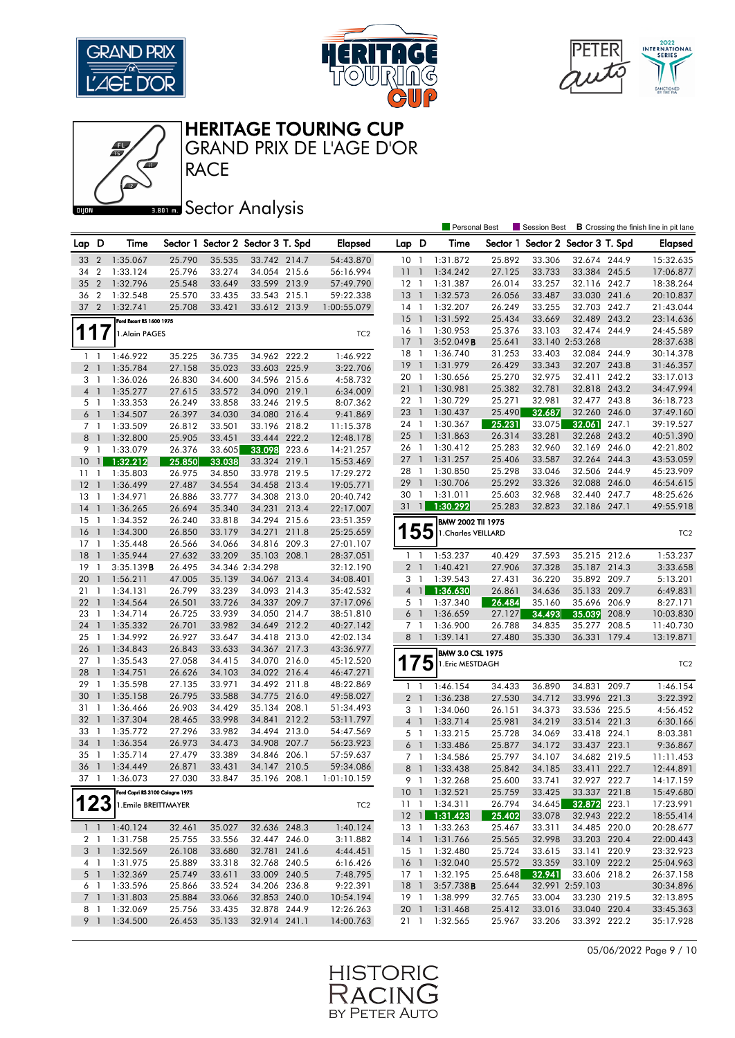# HERITAGE TOURING CUP

## GRAND PRIX DE L'AGE D'OR

## RACE

### Sector Analysis

Personal Best | Session Best | **B** Crossing the finish line in pit lane

| Lap | D | Time | Sector 1 | Sector 2 | Sector 3 | T. Spd | Elapsed |
|---|---|---|---|---|---|---|---|
| 33 | 2 | 1:35.067 | 25.790 | 35.535 | 33.742 | 214.7 | 54:43.870 |
| 34 | 2 | 1:33.124 | 25.796 | 33.274 | 34.054 | 215.6 | 56:16.994 |
| 35 | 2 | 1:32.796 | 25.548 | 33.649 | 33.599 | 213.9 | 57:49.790 |
| 36 | 2 | 1:32.548 | 25.570 | 33.435 | 33.543 | 215.1 | 59:22.338 |
| 37 | 2 | 1:32.741 | 25.708 | 33.421 | 33.612 | 213.9 | 1:00:55.079 |

**117** — Ford Escort RS 1600 1975 — 1.Alain PAGES — TC2

| Lap | D | Time | Sector 1 | Sector 2 | Sector 3 | T. Spd | Elapsed |
|---|---|---|---|---|---|---|---|
| 1 | 1 | 1:46.922 | 35.225 | 36.735 | 34.962 | 222.2 | 1:46.922 |
| 2 | 1 | 1:35.784 | 27.158 | 35.023 | 33.603 | 225.9 | 3:22.706 |
| 3 | 1 | 1:36.026 | 26.830 | 34.600 | 34.596 | 215.6 | 4:58.732 |
| 4 | 1 | 1:35.277 | 27.615 | 33.572 | 34.090 | 219.1 | 6:34.009 |
| 5 | 1 | 1:33.353 | 26.249 | 33.858 | 33.246 | 219.5 | 8:07.362 |
| 6 | 1 | 1:34.507 | 26.397 | 34.030 | 34.080 | 216.4 | 9:41.869 |
| 7 | 1 | 1:33.509 | 26.812 | 33.501 | 33.196 | 218.2 | 11:15.378 |
| 8 | 1 | 1:32.800 | 25.905 | 33.451 | 33.444 | 222.2 | 12:48.178 |
| 9 | 1 | 1:33.079 | 26.376 | 33.605 | 33.098 | 223.6 | 14:21.257 |
| 10 | 1 | 1:32.212 | 25.850 | 33.038 | 33.324 | 219.1 | 15:53.469 |
| 11 | 1 | 1:35.803 | 26.975 | 34.850 | 33.978 | 219.5 | 17:29.272 |
| 12 | 1 | 1:36.499 | 27.487 | 34.554 | 34.458 | 213.4 | 19:05.771 |
| 13 | 1 | 1:34.971 | 26.886 | 33.777 | 34.308 | 213.0 | 20:40.742 |
| 14 | 1 | 1:36.265 | 26.694 | 35.340 | 34.231 | 213.4 | 22:17.007 |
| 15 | 1 | 1:34.352 | 26.240 | 33.818 | 34.294 | 215.6 | 23:51.359 |
| 16 | 1 | 1:34.300 | 26.850 | 33.179 | 34.271 | 211.8 | 25:25.659 |
| 17 | 1 | 1:35.448 | 26.566 | 34.066 | 34.816 | 209.3 | 27:01.107 |
| 18 | 1 | 1:35.944 | 27.632 | 33.209 | 35.103 | 208.1 | 28:37.051 |
| 19 | 1 | 3:35.139 **B** | 26.495 | 34.346 | 2:34.298 | | 32:12.190 |
| 20 | 1 | 1:56.211 | 47.005 | 35.139 | 34.067 | 213.4 | 34:08.401 |
| 21 | 1 | 1:34.131 | 26.799 | 33.239 | 34.093 | 214.3 | 35:42.532 |
| 22 | 1 | 1:34.564 | 26.501 | 33.726 | 34.337 | 209.7 | 37:17.096 |
| 23 | 1 | 1:34.714 | 26.725 | 33.939 | 34.050 | 214.7 | 38:51.810 |
| 24 | 1 | 1:35.332 | 26.701 | 33.982 | 34.649 | 212.2 | 40:27.142 |
| 25 | 1 | 1:34.992 | 26.927 | 33.647 | 34.418 | 213.0 | 42:02.134 |
| 26 | 1 | 1:34.843 | 26.843 | 33.633 | 34.367 | 217.3 | 43:36.977 |
| 27 | 1 | 1:35.543 | 27.058 | 34.415 | 34.070 | 216.0 | 45:12.520 |
| 28 | 1 | 1:34.751 | 26.626 | 34.103 | 34.022 | 216.4 | 46:47.271 |
| 29 | 1 | 1:35.598 | 27.135 | 33.971 | 34.492 | 211.8 | 48:22.869 |
| 30 | 1 | 1:35.158 | 26.795 | 33.588 | 34.775 | 216.0 | 49:58.027 |
| 31 | 1 | 1:36.466 | 26.903 | 34.429 | 35.134 | 208.1 | 51:34.493 |
| 32 | 1 | 1:37.304 | 28.465 | 33.998 | 34.841 | 212.2 | 53:11.797 |
| 33 | 1 | 1:35.772 | 27.296 | 33.982 | 34.494 | 213.0 | 54:47.569 |
| 34 | 1 | 1:36.354 | 26.973 | 34.473 | 34.908 | 207.7 | 56:23.923 |
| 35 | 1 | 1:35.714 | 27.479 | 33.389 | 34.846 | 206.1 | 57:59.637 |
| 36 | 1 | 1:34.449 | 26.871 | 33.431 | 34.147 | 210.5 | 59:34.086 |
| 37 | 1 | 1:36.073 | 27.030 | 33.847 | 35.196 | 208.1 | 1:01:10.159 |

**123** — Ford Capri RS 3100 Cologne 1975 — 1.Emile BREITTMAYER — TC2

| Lap | D | Time | Sector 1 | Sector 2 | Sector 3 | T. Spd | Elapsed |
|---|---|---|---|---|---|---|---|
| 1 | 1 | 1:40.124 | 32.461 | 35.027 | 32.636 | 248.3 | 1:40.124 |
| 2 | 1 | 1:31.758 | 25.755 | 33.556 | 32.447 | 246.0 | 3:11.882 |
| 3 | 1 | 1:32.569 | 26.108 | 33.680 | 32.781 | 241.6 | 4:44.451 |
| 4 | 1 | 1:31.975 | 25.889 | 33.318 | 32.768 | 240.5 | 6:16.426 |
| 5 | 1 | 1:32.369 | 25.749 | 33.611 | 33.009 | 240.5 | 7:48.795 |
| 6 | 1 | 1:33.596 | 25.866 | 33.524 | 34.206 | 236.8 | 9:22.391 |
| 7 | 1 | 1:31.803 | 25.884 | 33.066 | 32.853 | 240.0 | 10:54.194 |
| 8 | 1 | 1:32.069 | 25.756 | 33.435 | 32.878 | 244.9 | 12:26.263 |
| 9 | 1 | 1:34.500 | 26.453 | 35.133 | 32.914 | 241.1 | 14:00.763 |
| 10 | 1 | 1:31.872 | 25.892 | 33.306 | 32.674 | 244.9 | 15:32.635 |
| 11 | 1 | 1:34.242 | 27.125 | 33.733 | 33.384 | 245.5 | 17:06.877 |
| 12 | 1 | 1:31.387 | 26.014 | 33.257 | 32.116 | 242.7 | 18:38.264 |
| 13 | 1 | 1:32.573 | 26.056 | 33.487 | 33.030 | 241.6 | 20:10.837 |
| 14 | 1 | 1:32.207 | 26.249 | 33.255 | 32.703 | 242.7 | 21:43.044 |
| 15 | 1 | 1:31.592 | 25.434 | 33.669 | 32.489 | 243.2 | 23:14.636 |
| 16 | 1 | 1:30.953 | 25.376 | 33.103 | 32.474 | 244.9 | 24:45.589 |
| 17 | 1 | 3:52.049 **B** | 25.641 | 33.140 | 2:53.268 | | 28:37.638 |
| 18 | 1 | 1:36.740 | 31.253 | 33.403 | 32.084 | 244.9 | 30:14.378 |
| 19 | 1 | 1:31.979 | 26.429 | 33.343 | 32.207 | 243.8 | 31:46.357 |
| 20 | 1 | 1:30.656 | 25.270 | 32.975 | 32.411 | 242.2 | 33:17.013 |
| 21 | 1 | 1:30.981 | 25.382 | 32.781 | 32.818 | 243.2 | 34:47.994 |
| 22 | 1 | 1:30.729 | 25.271 | 32.981 | 32.477 | 243.8 | 36:18.723 |
| 23 | 1 | 1:30.437 | 25.490 | 32.687 | 32.260 | 246.0 | 37:49.160 |
| 24 | 1 | 1:30.367 | 25.231 | 33.075 | 32.061 | 247.1 | 39:19.527 |
| 25 | 1 | 1:31.863 | 26.314 | 33.281 | 32.268 | 243.2 | 40:51.390 |
| 26 | 1 | 1:30.412 | 25.283 | 32.960 | 32.169 | 246.0 | 42:21.802 |
| 27 | 1 | 1:31.257 | 25.406 | 33.587 | 32.264 | 244.3 | 43:53.059 |
| 28 | 1 | 1:30.850 | 25.298 | 33.046 | 32.506 | 244.9 | 45:23.909 |
| 29 | 1 | 1:30.706 | 25.292 | 33.326 | 32.088 | 246.0 | 46:54.615 |
| 30 | 1 | 1:31.011 | 25.603 | 32.968 | 32.440 | 247.7 | 48:25.626 |
| 31 | 1 | 1:30.292 | 25.283 | 32.823 | 32.186 | 247.1 | 49:55.918 |

**155** — BMW 2002 TII 1975 — 1.Charles VEILLARD — TC2

| Lap | D | Time | Sector 1 | Sector 2 | Sector 3 | T. Spd | Elapsed |
|---|---|---|---|---|---|---|---|
| 1 | 1 | 1:53.237 | 40.429 | 37.593 | 35.215 | 212.6 | 1:53.237 |
| 2 | 1 | 1:40.421 | 27.906 | 37.328 | 35.187 | 214.3 | 3:33.658 |
| 3 | 1 | 1:39.543 | 27.431 | 36.220 | 35.892 | 209.7 | 5:13.201 |
| 4 | 1 | 1:36.630 | 26.861 | 34.636 | 35.133 | 209.7 | 6:49.831 |
| 5 | 1 | 1:37.340 | 26.484 | 35.160 | 35.696 | 206.9 | 8:27.171 |
| 6 | 1 | 1:36.659 | 27.127 | 34.493 | 35.039 | 208.9 | 10:03.830 |
| 7 | 1 | 1:36.900 | 26.788 | 34.835 | 35.277 | 208.5 | 11:40.730 |
| 8 | 1 | 1:39.141 | 27.480 | 35.330 | 36.331 | 179.4 | 13:19.871 |

**175** — BMW 3.0 CSL 1975 — 1.Eric MESTDAGH — TC2

| Lap | D | Time | Sector 1 | Sector 2 | Sector 3 | T. Spd | Elapsed |
|---|---|---|---|---|---|---|---|
| 1 | 1 | 1:46.154 | 34.433 | 36.890 | 34.831 | 209.7 | 1:46.154 |
| 2 | 1 | 1:36.238 | 27.530 | 34.712 | 33.996 | 221.3 | 3:22.392 |
| 3 | 1 | 1:34.060 | 26.151 | 34.373 | 33.536 | 225.5 | 4:56.452 |
| 4 | 1 | 1:33.714 | 25.981 | 34.219 | 33.514 | 221.3 | 6:30.166 |
| 5 | 1 | 1:33.215 | 25.728 | 34.069 | 33.418 | 224.1 | 8:03.381 |
| 6 | 1 | 1:33.486 | 25.877 | 34.172 | 33.437 | 223.1 | 9:36.867 |
| 7 | 1 | 1:34.586 | 25.797 | 34.107 | 34.682 | 219.5 | 11:11.453 |
| 8 | 1 | 1:33.438 | 25.842 | 34.185 | 33.411 | 222.7 | 12:44.891 |
| 9 | 1 | 1:32.268 | 25.600 | 33.741 | 32.927 | 222.7 | 14:17.159 |
| 10 | 1 | 1:32.521 | 25.759 | 33.425 | 33.337 | 221.8 | 15:49.680 |
| 11 | 1 | 1:34.311 | 26.794 | 34.645 | 32.872 | 223.1 | 17:23.991 |
| 12 | 1 | 1:31.423 | 25.402 | 33.078 | 32.943 | 222.2 | 18:55.414 |
| 13 | 1 | 1:33.263 | 25.467 | 33.311 | 34.485 | 220.0 | 20:28.677 |
| 14 | 1 | 1:31.766 | 25.565 | 32.998 | 33.203 | 220.4 | 22:00.443 |
| 15 | 1 | 1:32.480 | 25.724 | 33.615 | 33.141 | 220.9 | 23:32.923 |
| 16 | 1 | 1:32.040 | 25.572 | 33.359 | 33.109 | 222.2 | 25:04.963 |
| 17 | 1 | 1:32.195 | 25.648 | 32.941 | 33.606 | 218.2 | 26:37.158 |
| 18 | 1 | 3:57.738 **B** | 25.644 | 32.991 | 2:59.103 | | 30:34.896 |
| 19 | 1 | 1:38.999 | 32.765 | 33.004 | 33.230 | 219.5 | 32:13.895 |
| 20 | 1 | 1:31.468 | 25.412 | 33.016 | 33.040 | 220.4 | 33:45.363 |
| 21 | 1 | 1:32.565 | 25.967 | 33.206 | 33.392 | 222.2 | 35:17.928 |

05/06/2022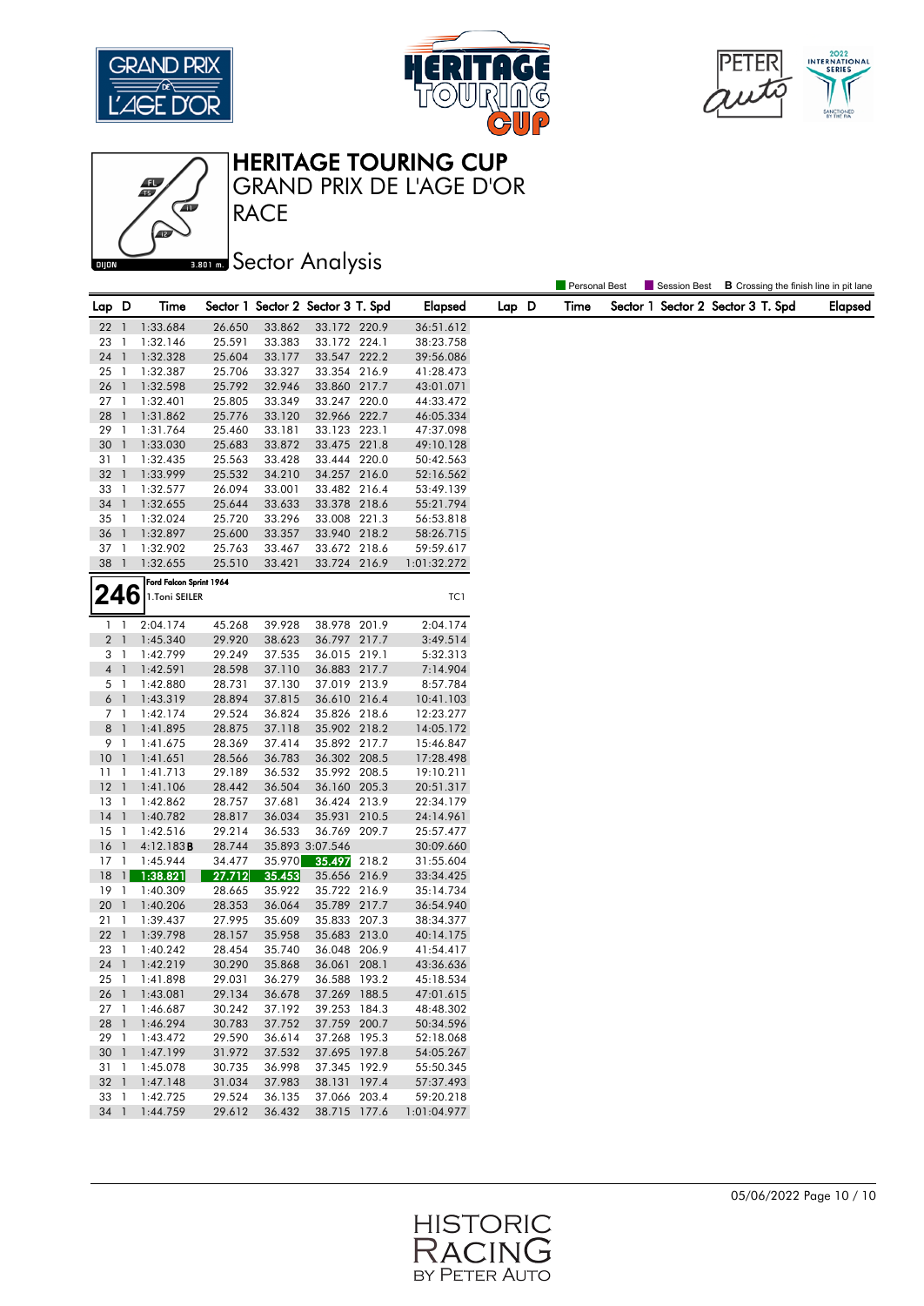# HERITAGE TOURING CUP

## GRAND PRIX DE L'AGE D'OR

## RACE

## Sector Analysis

Personal Best | Session Best | **B** Crossing the finish line in pit lane

| Lap | D | Time | Sector 1 | Sector 2 | Sector 3 | T. Spd | Elapsed |
|---|---|---|---|---|---|---|---|
| 22 | 1 | 1:33.684 | 26.650 | 33.862 | 33.172 | 220.9 | 36:51.612 |
| 23 | 1 | 1:32.146 | 25.591 | 33.383 | 33.172 | 224.1 | 38:23.758 |
| 24 | 1 | 1:32.328 | 25.604 | 33.177 | 33.547 | 222.2 | 39:56.086 |
| 25 | 1 | 1:32.387 | 25.706 | 33.327 | 33.354 | 216.9 | 41:28.473 |
| 26 | 1 | 1:32.598 | 25.792 | 32.946 | 33.860 | 217.7 | 43:01.071 |
| 27 | 1 | 1:32.401 | 25.805 | 33.349 | 33.247 | 220.0 | 44:33.472 |
| 28 | 1 | 1:31.862 | 25.776 | 33.120 | 32.966 | 222.7 | 46:05.334 |
| 29 | 1 | 1:31.764 | 25.460 | 33.181 | 33.123 | 223.1 | 47:37.098 |
| 30 | 1 | 1:33.030 | 25.683 | 33.872 | 33.475 | 221.8 | 49:10.128 |
| 31 | 1 | 1:32.435 | 25.563 | 33.428 | 33.444 | 220.0 | 50:42.563 |
| 32 | 1 | 1:33.999 | 25.532 | 34.210 | 34.257 | 216.0 | 52:16.562 |
| 33 | 1 | 1:32.577 | 26.094 | 33.001 | 33.482 | 216.4 | 53:49.139 |
| 34 | 1 | 1:32.655 | 25.644 | 33.633 | 33.378 | 218.6 | 55:21.794 |
| 35 | 1 | 1:32.024 | 25.720 | 33.296 | 33.008 | 221.3 | 56:53.818 |
| 36 | 1 | 1:32.897 | 25.600 | 33.357 | 33.940 | 218.2 | 58:26.715 |
| 37 | 1 | 1:32.902 | 25.763 | 33.467 | 33.672 | 218.6 | 59:59.617 |
| 38 | 1 | 1:32.655 | 25.510 | 33.421 | 33.724 | 216.9 | 1:01:32.272 |

**246** Ford Falcon Sprint 1964 — 1.Toni SEILER — TC1

| Lap | D | Time | Sector 1 | Sector 2 | Sector 3 | T. Spd | Elapsed |
|---|---|---|---|---|---|---|---|
| 1 | 1 | 2:04.174 | 45.268 | 39.928 | 38.978 | 201.9 | 2:04.174 |
| 2 | 1 | 1:45.340 | 29.920 | 38.623 | 36.797 | 217.7 | 3:49.514 |
| 3 | 1 | 1:42.799 | 29.249 | 37.535 | 36.015 | 219.1 | 5:32.313 |
| 4 | 1 | 1:42.591 | 28.598 | 37.110 | 36.883 | 217.7 | 7:14.904 |
| 5 | 1 | 1:42.880 | 28.731 | 37.130 | 37.019 | 213.9 | 8:57.784 |
| 6 | 1 | 1:43.319 | 28.894 | 37.815 | 36.610 | 216.4 | 10:41.103 |
| 7 | 1 | 1:42.174 | 29.524 | 36.824 | 35.826 | 218.6 | 12:23.277 |
| 8 | 1 | 1:41.895 | 28.875 | 37.118 | 35.902 | 218.2 | 14:05.172 |
| 9 | 1 | 1:41.675 | 28.369 | 37.414 | 35.892 | 217.7 | 15:46.847 |
| 10 | 1 | 1:41.651 | 28.566 | 36.783 | 36.302 | 208.5 | 17:28.498 |
| 11 | 1 | 1:41.713 | 29.189 | 36.532 | 35.992 | 208.5 | 19:10.211 |
| 12 | 1 | 1:41.106 | 28.442 | 36.504 | 36.160 | 205.3 | 20:51.317 |
| 13 | 1 | 1:42.862 | 28.757 | 37.681 | 36.424 | 213.9 | 22:34.179 |
| 14 | 1 | 1:40.782 | 28.817 | 36.034 | 35.931 | 210.5 | 24:14.961 |
| 15 | 1 | 1:42.516 | 29.214 | 36.533 | 36.769 | 209.7 | 25:57.477 |
| 16 | 1 | 4:12.183 B | 28.744 | 35.893 | 3:07.546 | | 30:09.660 |
| 17 | 1 | 1:45.944 | 34.477 | 35.970 | 35.497 | 218.2 | 31:55.604 |
| 18 | 1 | 1:38.821 | 27.712 | 35.453 | 35.656 | 216.9 | 33:34.425 |
| 19 | 1 | 1:40.309 | 28.665 | 35.922 | 35.722 | 216.9 | 35:14.734 |
| 20 | 1 | 1:40.206 | 28.353 | 36.064 | 35.789 | 217.7 | 36:54.940 |
| 21 | 1 | 1:39.437 | 27.995 | 35.609 | 35.833 | 207.3 | 38:34.377 |
| 22 | 1 | 1:39.798 | 28.157 | 35.958 | 35.683 | 213.0 | 40:14.175 |
| 23 | 1 | 1:40.242 | 28.454 | 35.740 | 36.048 | 206.9 | 41:54.417 |
| 24 | 1 | 1:42.219 | 30.290 | 35.868 | 36.061 | 208.1 | 43:36.636 |
| 25 | 1 | 1:41.898 | 29.031 | 36.279 | 36.588 | 193.2 | 45:18.534 |
| 26 | 1 | 1:43.081 | 29.134 | 36.678 | 37.269 | 188.5 | 47:01.615 |
| 27 | 1 | 1:46.687 | 30.242 | 37.192 | 39.253 | 184.3 | 48:48.302 |
| 28 | 1 | 1:46.294 | 30.783 | 37.752 | 37.759 | 200.7 | 50:34.596 |
| 29 | 1 | 1:43.472 | 29.590 | 36.614 | 37.268 | 195.3 | 52:18.068 |
| 30 | 1 | 1:47.199 | 31.972 | 37.532 | 37.695 | 197.8 | 54:05.267 |
| 31 | 1 | 1:45.078 | 30.735 | 36.998 | 37.345 | 192.9 | 55:50.345 |
| 32 | 1 | 1:47.148 | 31.034 | 37.983 | 38.131 | 197.4 | 57:37.493 |
| 33 | 1 | 1:42.725 | 29.524 | 36.135 | 37.066 | 203.4 | 59:20.218 |
| 34 | 1 | 1:44.759 | 29.612 | 36.432 | 38.715 | 177.6 | 1:01:04.977 |

05/06/2022